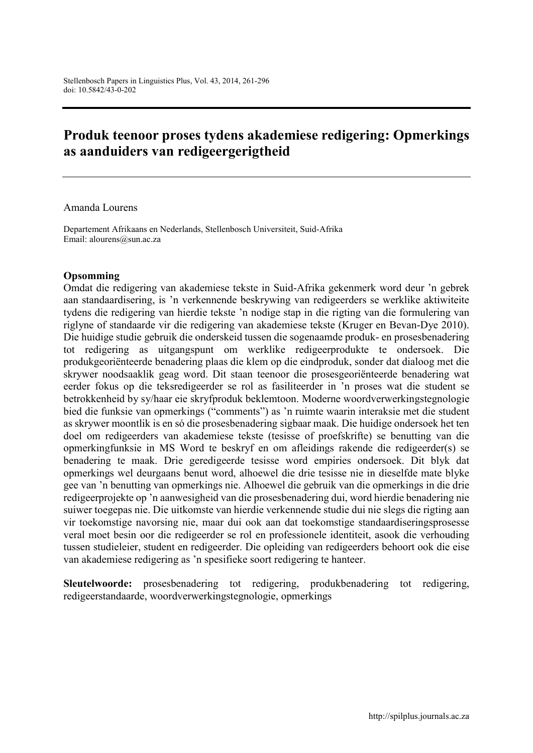# Produk teenoor proses tydens akademiese redigering: Opmerkings as aanduiders van redigeergerigtheid

Amanda Lourens

Departement Afrikaans en Nederlands, Stellenbosch Universiteit, Suid-Afrika
Email: alourens@sun.ac.za

## Opsomming

Omdat die redigering van akademiese tekste in Suid-Afrika gekenmerk word deur ’n gebrek aan standaardisering, is ’n verkennende beskrywing van redigeerders se werklike aktiwiteite tydens die redigering van hierdie tekste ’n nodige stap in die rigting van die formulering van riglyne of standaarde vir die redigering van akademiese tekste (Kruger en Bevan-Dye 2010). Die huidige studie gebruik die onderskeid tussen die sogenaamde produk- en prosesbenadering tot redigering as uitgangspunt om werklike redigeerprodukte te ondersoek. Die produkgeoriënteerde benadering plaas die klem op die eindproduk, sonder dat dialoog met die skrywer noodsaaklik geag word. Dit staan teenoor die prosesgeoriënteerde benadering wat eerder fokus op die teksredigeerder se rol as fasiliteerder in ’n proses wat die student se betrokkenheid by sy/haar eie skryfproduk beklemtoon. Moderne woordverwerkingstegnologie bied die funksie van opmerkings (“comments”) as ’n ruimte waarin interaksie met die student as skrywer moontlik is en só die prosesbenadering sigbaar maak. Die huidige ondersoek het ten doel om redigeerders van akademiese tekste (tesisse of proefskrifte) se benutting van die opmerkingfunksie in MS Word te beskryf en om afleidings rakende die redigeerder(s) se benadering te maak. Drie geredigeerde tesisse word empiries ondersoek. Dit blyk dat opmerkings wel deurgaans benut word, alhoewel die drie tesisse nie in dieselfde mate blyke gee van ’n benutting van opmerkings nie. Alhoewel die gebruik van die opmerkings in die drie redigeerprojekte op ’n aanwesigheid van die prosesbenadering dui, word hierdie benadering nie suiwer toegepas nie. Die uitkomste van hierdie verkennende studie dui nie slegs die rigting aan vir toekomstige navorsing nie, maar dui ook aan dat toekomstige standaardiseringsprosesse veral moet besin oor die redigeerder se rol en professionele identiteit, asook die verhouding tussen studieleier, student en redigeerder. Die opleiding van redigeerders behoort ook die eise van akademiese redigering as ’n spesifieke soort redigering te hanteer.

**Sleutelwoorde:** prosesbenadering tot redigering, produkbenadering tot redigering, redigeerstandaarde, woordverwerkingstegnologie, opmerkings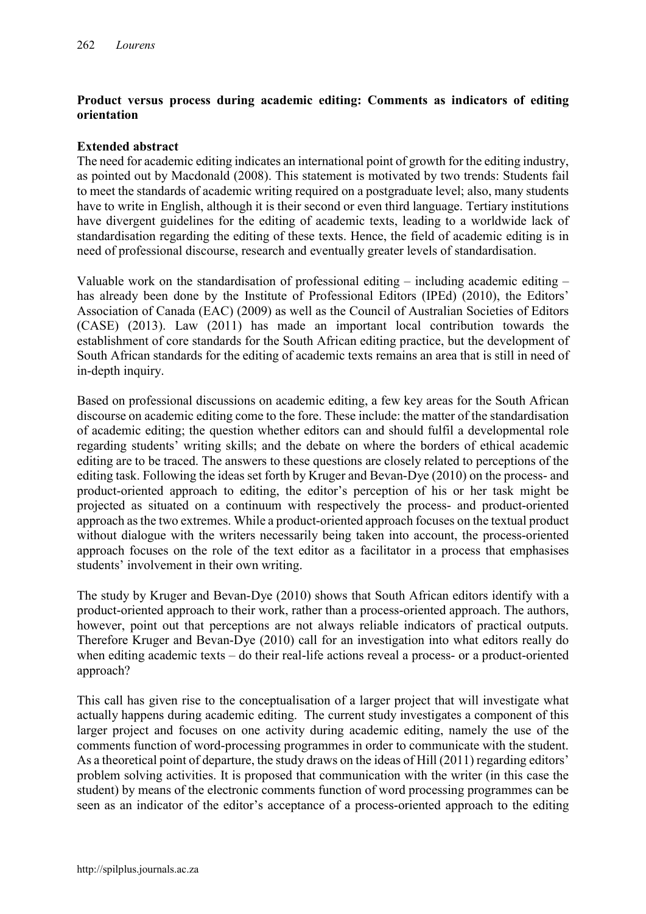**Product versus process during academic editing: Comments as indicators of editing orientation**

**Extended abstract**

The need for academic editing indicates an international point of growth for the editing industry, as pointed out by Macdonald (2008). This statement is motivated by two trends: Students fail to meet the standards of academic writing required on a postgraduate level; also, many students have to write in English, although it is their second or even third language. Tertiary institutions have divergent guidelines for the editing of academic texts, leading to a worldwide lack of standardisation regarding the editing of these texts. Hence, the field of academic editing is in need of professional discourse, research and eventually greater levels of standardisation.

Valuable work on the standardisation of professional editing – including academic editing – has already been done by the Institute of Professional Editors (IPEd) (2010), the Editors' Association of Canada (EAC) (2009) as well as the Council of Australian Societies of Editors (CASE) (2013). Law (2011) has made an important local contribution towards the establishment of core standards for the South African editing practice, but the development of South African standards for the editing of academic texts remains an area that is still in need of in-depth inquiry.

Based on professional discussions on academic editing, a few key areas for the South African discourse on academic editing come to the fore. These include: the matter of the standardisation of academic editing; the question whether editors can and should fulfil a developmental role regarding students' writing skills; and the debate on where the borders of ethical academic editing are to be traced. The answers to these questions are closely related to perceptions of the editing task. Following the ideas set forth by Kruger and Bevan-Dye (2010) on the process- and product-oriented approach to editing, the editor's perception of his or her task might be projected as situated on a continuum with respectively the process- and product-oriented approach as the two extremes. While a product-oriented approach focuses on the textual product without dialogue with the writers necessarily being taken into account, the process-oriented approach focuses on the role of the text editor as a facilitator in a process that emphasises students' involvement in their own writing.

The study by Kruger and Bevan-Dye (2010) shows that South African editors identify with a product-oriented approach to their work, rather than a process-oriented approach. The authors, however, point out that perceptions are not always reliable indicators of practical outputs. Therefore Kruger and Bevan-Dye (2010) call for an investigation into what editors really do when editing academic texts – do their real-life actions reveal a process- or a product-oriented approach?

This call has given rise to the conceptualisation of a larger project that will investigate what actually happens during academic editing. The current study investigates a component of this larger project and focuses on one activity during academic editing, namely the use of the comments function of word-processing programmes in order to communicate with the student. As a theoretical point of departure, the study draws on the ideas of Hill (2011) regarding editors' problem solving activities. It is proposed that communication with the writer (in this case the student) by means of the electronic comments function of word processing programmes can be seen as an indicator of the editor's acceptance of a process-oriented approach to the editing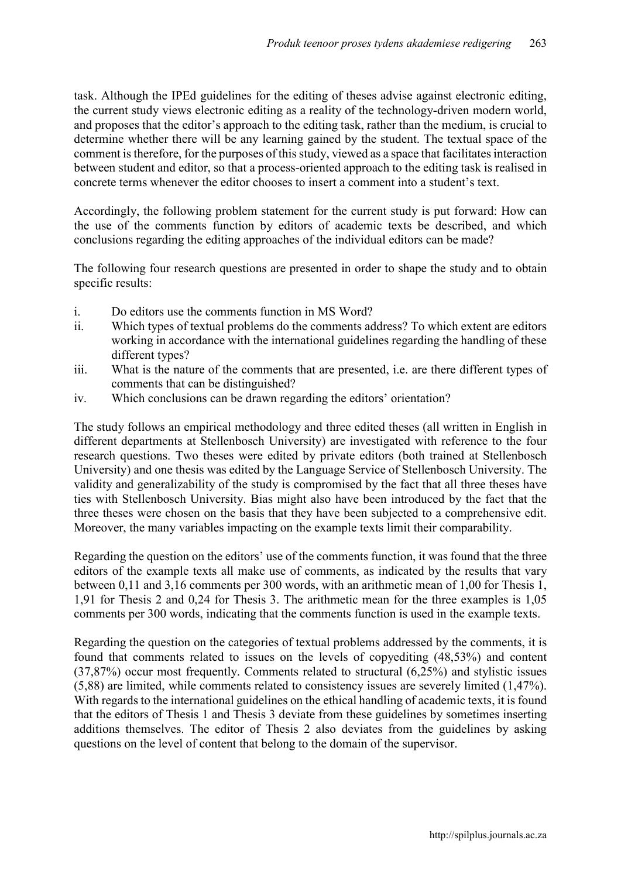task. Although the IPEd guidelines for the editing of theses advise against electronic editing, the current study views electronic editing as a reality of the technology-driven modern world, and proposes that the editor's approach to the editing task, rather than the medium, is crucial to determine whether there will be any learning gained by the student. The textual space of the comment is therefore, for the purposes of this study, viewed as a space that facilitates interaction between student and editor, so that a process-oriented approach to the editing task is realised in concrete terms whenever the editor chooses to insert a comment into a student's text.

Accordingly, the following problem statement for the current study is put forward: How can the use of the comments function by editors of academic texts be described, and which conclusions regarding the editing approaches of the individual editors can be made?

The following four research questions are presented in order to shape the study and to obtain specific results:

i. Do editors use the comments function in MS Word?
ii. Which types of textual problems do the comments address? To which extent are editors working in accordance with the international guidelines regarding the handling of these different types?
iii. What is the nature of the comments that are presented, i.e. are there different types of comments that can be distinguished?
iv. Which conclusions can be drawn regarding the editors' orientation?

The study follows an empirical methodology and three edited theses (all written in English in different departments at Stellenbosch University) are investigated with reference to the four research questions. Two theses were edited by private editors (both trained at Stellenbosch University) and one thesis was edited by the Language Service of Stellenbosch University. The validity and generalizability of the study is compromised by the fact that all three theses have ties with Stellenbosch University. Bias might also have been introduced by the fact that the three theses were chosen on the basis that they have been subjected to a comprehensive edit. Moreover, the many variables impacting on the example texts limit their comparability.

Regarding the question on the editors' use of the comments function, it was found that the three editors of the example texts all make use of comments, as indicated by the results that vary between 0,11 and 3,16 comments per 300 words, with an arithmetic mean of 1,00 for Thesis 1, 1,91 for Thesis 2 and 0,24 for Thesis 3. The arithmetic mean for the three examples is 1,05 comments per 300 words, indicating that the comments function is used in the example texts.

Regarding the question on the categories of textual problems addressed by the comments, it is found that comments related to issues on the levels of copyediting (48,53%) and content (37,87%) occur most frequently. Comments related to structural (6,25%) and stylistic issues (5,88) are limited, while comments related to consistency issues are severely limited (1,47%). With regards to the international guidelines on the ethical handling of academic texts, it is found that the editors of Thesis 1 and Thesis 3 deviate from these guidelines by sometimes inserting additions themselves. The editor of Thesis 2 also deviates from the guidelines by asking questions on the level of content that belong to the domain of the supervisor.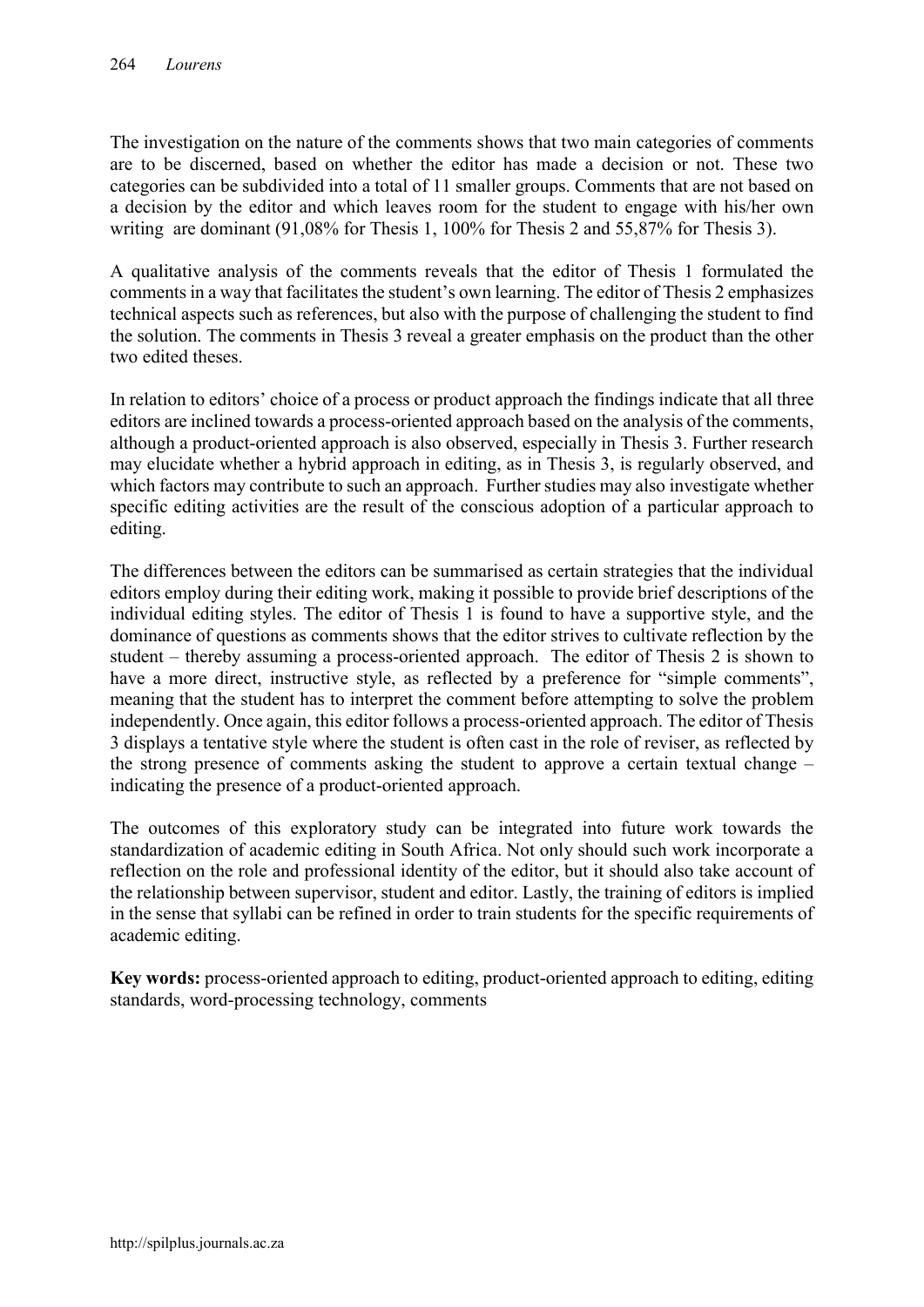The investigation on the nature of the comments shows that two main categories of comments are to be discerned, based on whether the editor has made a decision or not. These two categories can be subdivided into a total of 11 smaller groups. Comments that are not based on a decision by the editor and which leaves room for the student to engage with his/her own writing are dominant (91,08% for Thesis 1, 100% for Thesis 2 and 55,87% for Thesis 3).

A qualitative analysis of the comments reveals that the editor of Thesis 1 formulated the comments in a way that facilitates the student's own learning. The editor of Thesis 2 emphasizes technical aspects such as references, but also with the purpose of challenging the student to find the solution. The comments in Thesis 3 reveal a greater emphasis on the product than the other two edited theses.

In relation to editors' choice of a process or product approach the findings indicate that all three editors are inclined towards a process-oriented approach based on the analysis of the comments, although a product-oriented approach is also observed, especially in Thesis 3. Further research may elucidate whether a hybrid approach in editing, as in Thesis 3, is regularly observed, and which factors may contribute to such an approach. Further studies may also investigate whether specific editing activities are the result of the conscious adoption of a particular approach to editing.

The differences between the editors can be summarised as certain strategies that the individual editors employ during their editing work, making it possible to provide brief descriptions of the individual editing styles. The editor of Thesis 1 is found to have a supportive style, and the dominance of questions as comments shows that the editor strives to cultivate reflection by the student – thereby assuming a process-oriented approach. The editor of Thesis 2 is shown to have a more direct, instructive style, as reflected by a preference for "simple comments", meaning that the student has to interpret the comment before attempting to solve the problem independently. Once again, this editor follows a process-oriented approach. The editor of Thesis 3 displays a tentative style where the student is often cast in the role of reviser, as reflected by the strong presence of comments asking the student to approve a certain textual change – indicating the presence of a product-oriented approach.

The outcomes of this exploratory study can be integrated into future work towards the standardization of academic editing in South Africa. Not only should such work incorporate a reflection on the role and professional identity of the editor, but it should also take account of the relationship between supervisor, student and editor. Lastly, the training of editors is implied in the sense that syllabi can be refined in order to train students for the specific requirements of academic editing.

**Key words:** process-oriented approach to editing, product-oriented approach to editing, editing standards, word-processing technology, comments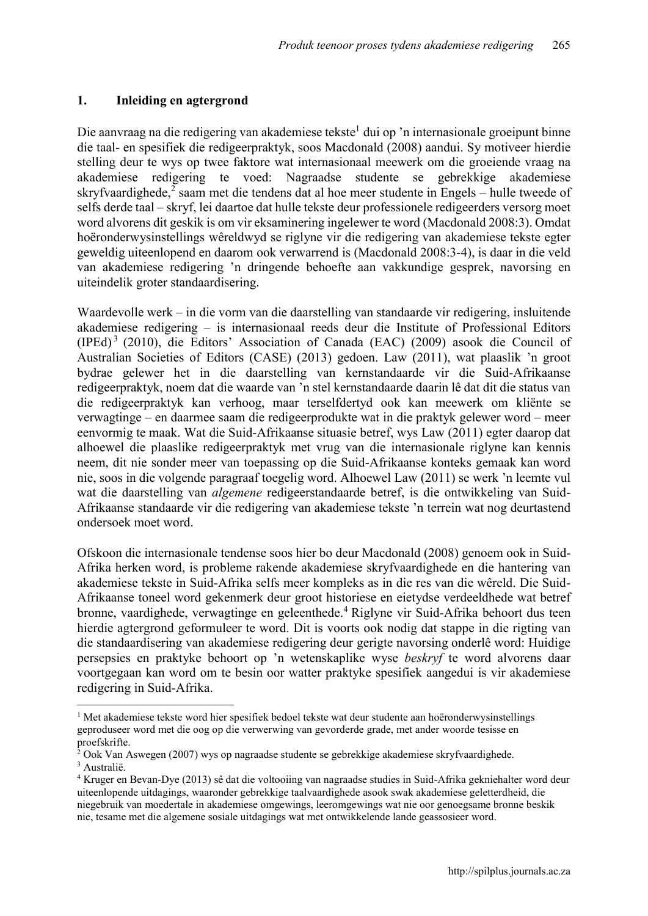## 1. Inleiding en agtergrond

Die aanvraag na die redigering van akademiese tekste[1] dui op 'n internasionale groeipunt binne die taal- en spesifiek die redigeerpraktyk, soos Macdonald (2008) aandui. Sy motiveer hierdie stelling deur te wys op twee faktore wat internasionaal meewerk om die groeiende vraag na akademiese redigering te voed: Nagraadse studente se gebrekkige akademiese skryfvaardighede,[2] saam met die tendens dat al hoe meer studente in Engels – hulle tweede of selfs derde taal – skryf, lei daartoe dat hulle tekste deur professionele redigeerders versorg moet word alvorens dit geskik is om vir eksaminering ingelewer te word (Macdonald 2008:3). Omdat hoëronderwysinstellings wêreldwyd se riglyne vir die redigering van akademiese tekste egter geweldig uiteenlopend en daarom ook verwarrend is (Macdonald 2008:3-4), is daar in die veld van akademiese redigering 'n dringende behoefte aan vakkundige gesprek, navorsing en uiteindelik groter standaardisering.

Waardevolle werk – in die vorm van die daarstelling van standaarde vir redigering, insluitende akademiese redigering – is internasionaal reeds deur die Institute of Professional Editors (IPEd)[3] (2010), die Editors' Association of Canada (EAC) (2009) asook die Council of Australian Societies of Editors (CASE) (2013) gedoen. Law (2011), wat plaaslik 'n groot bydrae gelewer het in die daarstelling van kernstandaarde vir die Suid-Afrikaanse redigeerpraktyk, noem dat die waarde van 'n stel kernstandaarde daarin lê dat dit die status van die redigeerpraktyk kan verhoog, maar terselfdertyd ook kan meewerk om kliënte se verwagtinge – en daarmee saam die redigeerprodukte wat in die praktyk gelewer word – meer eenvormig te maak. Wat die Suid-Afrikaanse situasie betref, wys Law (2011) egter daarop dat alhoewel die plaaslike redigeerpraktyk met vrug van die internasionale riglyne kan kennis neem, dit nie sonder meer van toepassing op die Suid-Afrikaanse konteks gemaak kan word nie, soos in die volgende paragraaf toegelig word. Alhoewel Law (2011) se werk 'n leemte vul wat die daarstelling van *algemene* redigeerstandaarde betref, is die ontwikkeling van Suid-Afrikaanse standaarde vir die redigering van akademiese tekste 'n terrein wat nog deurtastend ondersoek moet word.

Ofskoon die internasionale tendense soos hier bo deur Macdonald (2008) genoem ook in Suid-Afrika herken word, is probleme rakende akademiese skryfvaardighede en die hantering van akademiese tekste in Suid-Afrika selfs meer kompleks as in die res van die wêreld. Die Suid-Afrikaanse toneel word gekenmerk deur groot historiese en eietydse verdeeldhede wat betref bronne, vaardighede, verwagtinge en geleenthede.[4] Riglyne vir Suid-Afrika behoort dus teen hierdie agtergrond geformuleer te word. Dit is voorts ook nodig dat stappe in die rigting van die standaardisering van akademiese redigering deur gerigte navorsing onderlê word: Huidige persepsies en praktyke behoort op 'n wetenskaplike wyse *beskryf* te word alvorens daar voortgegaan kan word om te besin oor watter praktyke spesifiek aangedui is vir akademiese redigering in Suid-Afrika.

---

[1] Met akademiese tekste word hier spesifiek bedoel tekste wat deur studente aan hoëronderwysinstellings geproduseer word met die oog op die verwerwing van gevorderde grade, met ander woorde tesisse en proefskrifte.

[2] Ook Van Aswegen (2007) wys op nagraadse studente se gebrekkige akademiese skryfvaardighede.

[3] Australië.

[4] Kruger en Bevan-Dye (2013) sê dat die voltooiing van nagraadse studies in Suid-Afrika gekniehalter word deur uiteenlopende uitdagings, waaronder gebrekkige taalvaardighede asook swak akademiese geletterdheid, die niegebruik van moedertale in akademiese omgewings, leeromgewings wat nie oor genoegsame bronne beskik nie, tesame met die algemene sosiale uitdagings wat met ontwikkelende lande geassosieer word.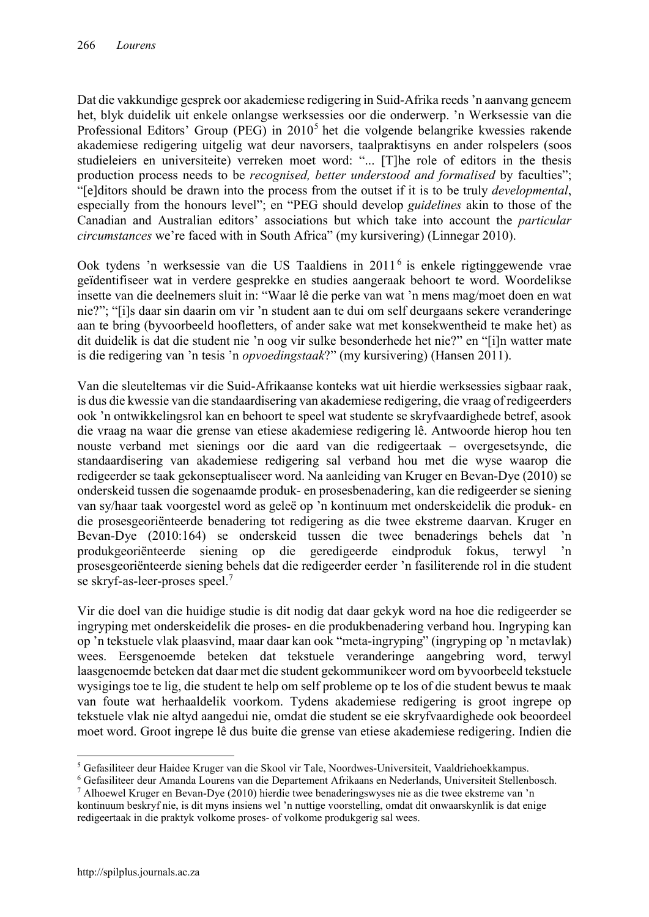Dat die vakkundige gesprek oor akademiese redigering in Suid-Afrika reeds 'n aanvang geneem het, blyk duidelik uit enkele onlangse werksessies oor die onderwerp. 'n Werksessie van die Professional Editors' Group (PEG) in 2010[5] het die volgende belangrike kwessies rakende akademiese redigering uitgelig wat deur navorsers, taalpraktisyns en ander rolspelers (soos studieleiers en universiteite) verreken moet word: "... [T]he role of editors in the thesis production process needs to be *recognised, better understood and formalised* by faculties"; "[e]ditors should be drawn into the process from the outset if it is to be truly *developmental*, especially from the honours level"; en "PEG should develop *guidelines* akin to those of the Canadian and Australian editors' associations but which take into account the *particular circumstances* we're faced with in South Africa" (my kursivering) (Linnegar 2010).

Ook tydens 'n werksessie van die US Taaldiens in 2011[6] is enkele rigtinggewende vrae geïdentifiseer wat in verdere gesprekke en studies aangeraak behoort te word. Woordelikse insette van die deelnemers sluit in: "Waar lê die perke van wat 'n mens mag/moet doen en wat nie?"; "[i]s daar sin daarin om vir 'n student aan te dui om self deurgaans sekere veranderinge aan te bring (byvoorbeeld hoofletters, of ander sake wat met konsekwentheid te make het) as dit duidelik is dat die student nie 'n oog vir sulke besonderhede het nie?" en "[i]n watter mate is die redigering van 'n tesis 'n *opvoedingstaak*?" (my kursivering) (Hansen 2011).

Van die sleutelte­mas vir die Suid-Afrikaanse konteks wat uit hierdie werksessies sigbaar raak, is dus die kwessie van die standaardisering van akademiese redigering, die vraag of redigeerders ook 'n ontwikkelingsrol kan en behoort te speel wat studente se skryfvaardighede betref, asook die vraag na waar die grense van etiese akademiese redigering lê. Antwoorde hierop hou ten nouste verband met sienings oor die aard van die redigeertaak – oorgesetsynde, die standaardisering van akademiese redigering sal verband hou met die wyse waarop die redigeerder se taak gekonseptualiseer word. Na aanleiding van Kruger en Bevan-Dye (2010) se onderskeid tussen die sogenaamde produk- en prosesbenadering, kan die redigeerder se siening van sy/haar taak voorgestel word as geleë op 'n kontinuum met onderskeidelik die produk- en die prosesgeoriënteerde benadering tot redigering as die twee ekstreme daarvan. Kruger en Bevan-Dye (2010:164) se onderskeid tussen die twee benaderings behels dat 'n produkgeoriënteerde siening op die geredigeerde eindproduk fokus, terwyl 'n prosesgeoriënteerde siening behels dat die redigeerder eerder 'n fasiliterende rol in die student se skryf-as-leer-proses speel.[7]

Vir die doel van die huidige studie is dit nodig dat daar gekyk word na hoe die redigeerder se ingryping met onderskeidelik die proses- en die produkbenadering verband hou. Ingryping kan op 'n tekstuele vlak plaasvind, maar daar kan ook "meta-ingryping" (ingryping op 'n metavlak) wees. Eersgenoemde beteken dat tekstuele veranderinge aangebring word, terwyl laasgenoemde beteken dat daar met die student gekommunikeer word om byvoorbeeld tekstuele wysigings toe te lig, die student te help om self probleme op te los of die student bewus te maak van foute wat herhaaldelik voorkom. Tydens akademiese redigering is groot ingrepe op tekstuele vlak nie altyd aangedui nie, omdat die student se eie skryfvaardighede ook beoordeel moet word. Groot ingrepe lê dus buite die grense van etiese akademiese redigering. Indien die

---

[5] Gefasiliteer deur Haidee Kruger van die Skool vir Tale, Noordwes-Universiteit, Vaaldriehoekkampus.

[6] Gefasiliteer deur Amanda Lourens van die Departement Afrikaans en Nederlands, Universiteit Stellenbosch.

[7] Alhoewel Kruger en Bevan-Dye (2010) hierdie twee benaderingswyses nie as die twee ekstreme van 'n kontinuum beskryf nie, is dit myns insiens wel 'n nuttige voorstelling, omdat dit onwaarskynlik is dat enige redigeertaak in die praktyk volkome proses- of volkome produkgerig sal wees.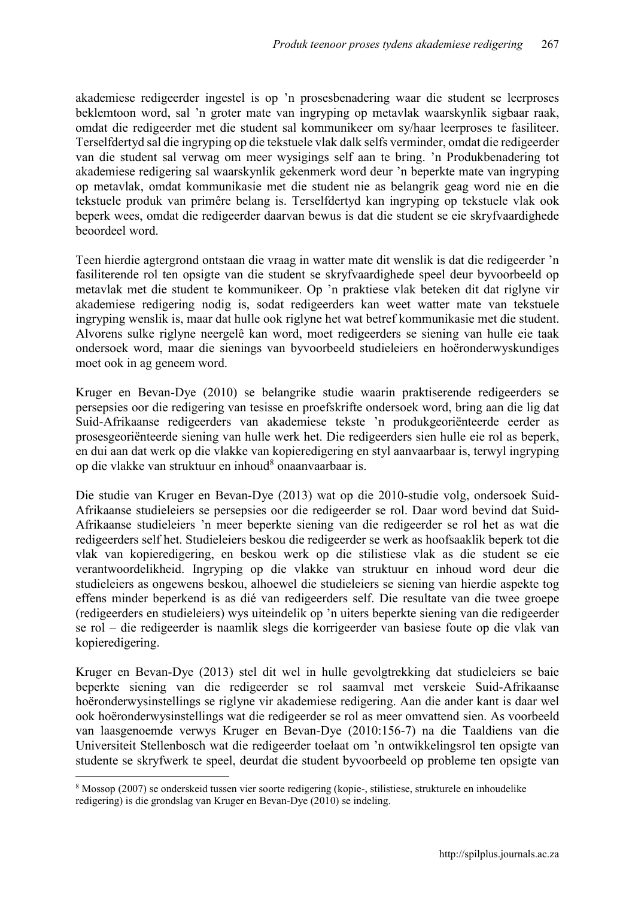akademiese redigeerder ingestel is op 'n prosesbenadering waar die student se leerproses beklemtoon word, sal 'n groter mate van ingryping op metavlak waarskynlik sigbaar raak, omdat die redigeerder met die student sal kommunikeer om sy/haar leerproses te fasiliteer. Terselfdertyd sal die ingryping op die tekstuele vlak dalk selfs verminder, omdat die redigeerder van die student sal verwag om meer wysigings self aan te bring. 'n Produkbenadering tot akademiese redigering sal waarskynlik gekenmerk word deur 'n beperkte mate van ingryping op metavlak, omdat kommunikasie met die student nie as belangrik geag word nie en die tekstuele produk van primêre belang is. Terselfdertyd kan ingryping op tekstuele vlak ook beperk wees, omdat die redigeerder daarvan bewus is dat die student se eie skryfvaardighede beoordeel word.

Teen hierdie agtergrond ontstaan die vraag in watter mate dit wenslik is dat die redigeerder 'n fasiliterende rol ten opsigte van die student se skryfvaardighede speel deur byvoorbeeld op metavlak met die student te kommunikeer. Op 'n praktiese vlak beteken dit dat riglyne vir akademiese redigering nodig is, sodat redigeerders kan weet watter mate van tekstuele ingryping wenslik is, maar dat hulle ook riglyne het wat betref kommunikasie met die student. Alvorens sulke riglyne neergelê kan word, moet redigeerders se siening van hulle eie taak ondersoek word, maar die sienings van byvoorbeeld studieleiers en hoëronderwyskundiges moet ook in ag geneem word.

Kruger en Bevan-Dye (2010) se belangrike studie waarin praktiserende redigeerders se persepsies oor die redigering van tesisse en proefskrifte ondersoek word, bring aan die lig dat Suid-Afrikaanse redigeerders van akademiese tekste 'n produkgeoriënteerde eerder as prosesgeoriënteerde siening van hulle werk het. Die redigeerders sien hulle eie rol as beperk, en dui aan dat werk op die vlakke van kopieredigering en styl aanvaarbaar is, terwyl ingryping op die vlakke van struktuur en inhoud[8] onaanvaarbaar is.

Die studie van Kruger en Bevan-Dye (2013) wat op die 2010-studie volg, ondersoek Suid-Afrikaanse studieleiers se persepsies oor die redigeerder se rol. Daar word bevind dat Suid-Afrikaanse studieleiers 'n meer beperkte siening van die redigeerder se rol het as wat die redigeerders self het. Studieleiers beskou die redigeerder se werk as hoofsaaklik beperk tot die vlak van kopieredigering, en beskou werk op die stilistiese vlak as die student se eie verantwoordelikheid. Ingryping op die vlakke van struktuur en inhoud word deur die studieleiers as ongewens beskou, alhoewel die studieleiers se siening van hierdie aspekte tog effens minder beperkend is as dié van redigeerders self. Die resultate van die twee groepe (redigeerders en studieleiers) wys uiteindelik op 'n uiters beperkte siening van die redigeerder se rol – die redigeerder is naamlik slegs die korrigeerder van basiese foute op die vlak van kopieredigering.

Kruger en Bevan-Dye (2013) stel dit wel in hulle gevolgtrekking dat studieleiers se baie beperkte siening van die redigeerder se rol saamval met verskeie Suid-Afrikaanse hoëronderwysinstellings se riglyne vir akademiese redigering. Aan die ander kant is daar wel ook hoëronderwysinstellings wat die redigeerder se rol as meer omvattend sien. As voorbeeld van laasgenoemde verwys Kruger en Bevan-Dye (2010:156-7) na die Taaldiens van die Universiteit Stellenbosch wat die redigeerder toelaat om 'n ontwikkelingsrol ten opsigte van studente se skryfwerk te speel, deurdat die student byvoorbeeld op probleme ten opsigte van

[8] Mossop (2007) se onderskeid tussen vier soorte redigering (kopie-, stilistiese, strukturele en inhoudelike redigering) is die grondslag van Kruger en Bevan-Dye (2010) se indeling.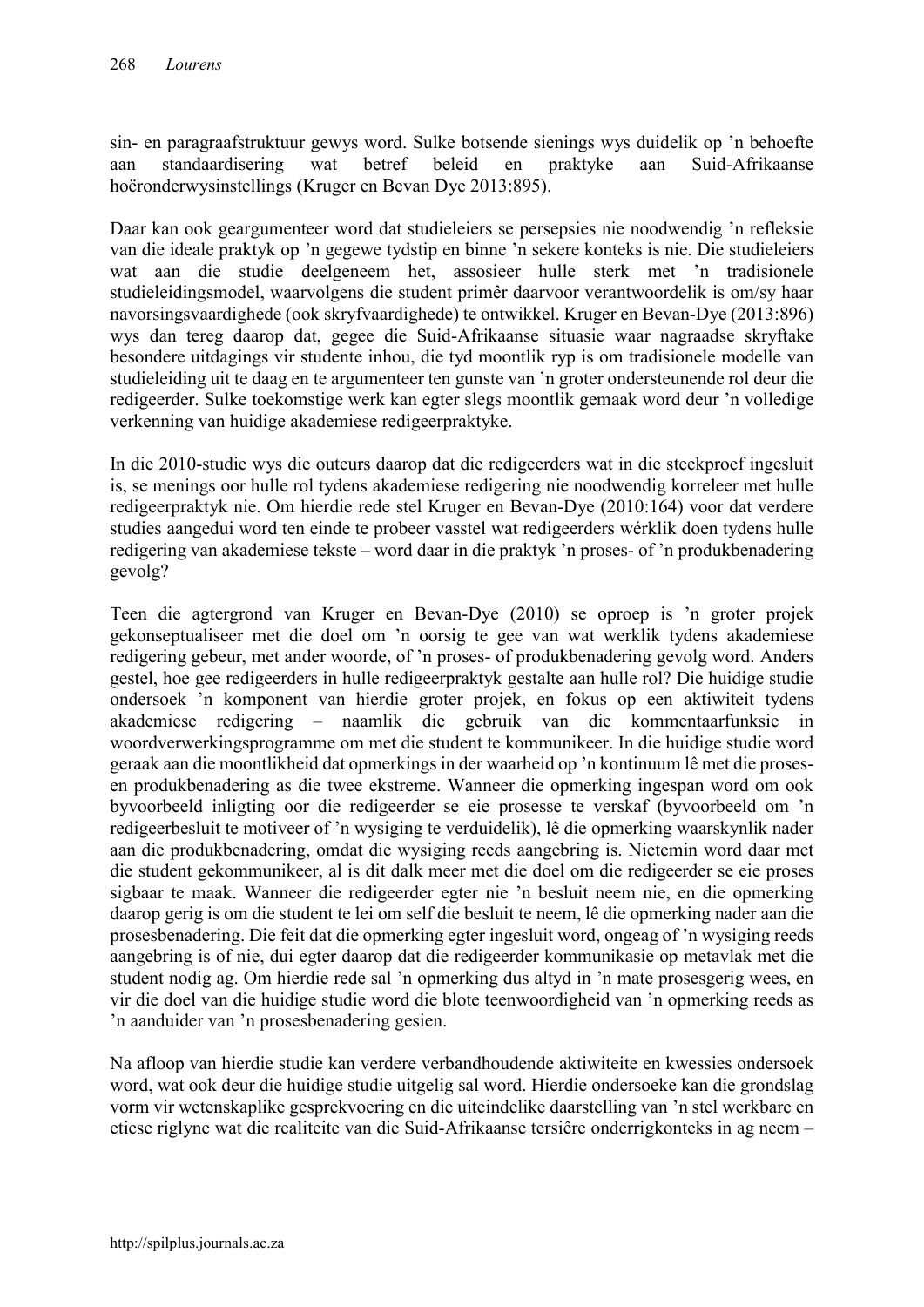sin- en paragraafstruktuur gewys word. Sulke botsende sienings wys duidelik op 'n behoefte aan standaardisering wat betref beleid en praktyke aan Suid-Afrikaanse hoëronderwysinstellings (Kruger en Bevan Dye 2013:895).

Daar kan ook geargumenteer word dat studieleiers se persepsies nie noodwendig 'n refleksie van die ideale praktyk op 'n gegewe tydstip en binne 'n sekere konteks is nie. Die studieleiers wat aan die studie deelgeneem het, assosieer hulle sterk met 'n tradisionele studieleidingsmodel, waarvolgens die student primêr daarvoor verantwoordelik is om/sy haar navorsingsvaardighede (ook skryfvaardighede) te ontwikkel. Kruger en Bevan-Dye (2013:896) wys dan tereg daarop dat, gegee die Suid-Afrikaanse situasie waar nagraadse skryftake besondere uitdagings vir studente inhou, die tyd moontlik ryp is om tradisionele modelle van studieleiding uit te daag en te argumenteer ten gunste van 'n groter ondersteunende rol deur die redigeerder. Sulke toekomstige werk kan egter slegs moontlik gemaak word deur 'n volledige verkenning van huidige akademiese redigeerpraktyke.

In die 2010-studie wys die outeurs daarop dat die redigeerders wat in die steekproef ingesluit is, se menings oor hulle rol tydens akademiese redigering nie noodwendig korreleer met hulle redigeerpraktyk nie. Om hierdie rede stel Kruger en Bevan-Dye (2010:164) voor dat verdere studies aangedui word ten einde te probeer vasstel wat redigeerders wérklik doen tydens hulle redigering van akademiese tekste – word daar in die praktyk 'n proses- of 'n produkbenadering gevolg?

Teen die agtergrond van Kruger en Bevan-Dye (2010) se oproep is 'n groter projek gekonseptualiseer met die doel om 'n oorsig te gee van wat werklik tydens akademiese redigering gebeur, met ander woorde, of 'n proses- of produkbenadering gevolg word. Anders gestel, hoe gee redigeerders in hulle redigeerpraktyk gestalte aan hulle rol? Die huidige studie ondersoek 'n komponent van hierdie groter projek, en fokus op een aktiwiteit tydens akademiese redigering – naamlik die gebruik van die kommentaarfunksie in woordverwerkingsprogramme om met die student te kommunikeer. In die huidige studie word geraak aan die moontlikheid dat opmerkings in der waarheid op 'n kontinuum lê met die proses- en produkbenadering as die twee ekstreme. Wanneer die opmerking ingespan word om ook byvoorbeeld inligting oor die redigeerder se eie prosesse te verskaf (byvoorbeeld om 'n redigeerbesluit te motiveer of 'n wysiging te verduidelik), lê die opmerking waarskynlik nader aan die produkbenadering, omdat die wysiging reeds aangebring is. Nietemin word daar met die student gekommunikeer, al is dit dalk meer met die doel om die redigeerder se eie proses sigbaar te maak. Wanneer die redigeerder egter nie 'n besluit neem nie, en die opmerking daarop gerig is om die student te lei om self die besluit te neem, lê die opmerking nader aan die prosesbenadering. Die feit dat die opmerking egter ingesluit word, ongeag of 'n wysiging reeds aangebring is of nie, dui egter daarop dat die redigeerder kommunikasie op metavlak met die student nodig ag. Om hierdie rede sal 'n opmerking dus altyd in 'n mate prosesgerig wees, en vir die doel van die huidige studie word die blote teenwoordigheid van 'n opmerking reeds as 'n aanduider van 'n prosesbenadering gesien.

Na afloop van hierdie studie kan verdere verbandhoudende aktiwiteite en kwessies ondersoek word, wat ook deur die huidige studie uitgelig sal word. Hierdie ondersoeke kan die grondslag vorm vir wetenskaplike gesprekvoering en die uiteindelike daarstelling van 'n stel werkbare en etiese riglyne wat die realiteite van die Suid-Afrikaanse tersiêre onderrigkonteks in ag neem –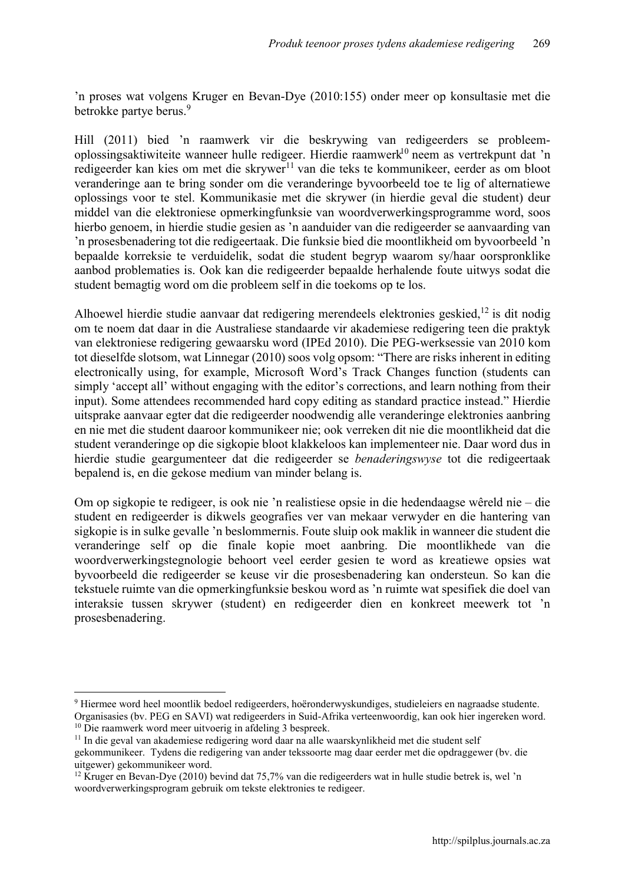’n proses wat volgens Kruger en Bevan-Dye (2010:155) onder meer op konsultasie met die betrokke partye berus.[9]

Hill (2011) bied ’n raamwerk vir die beskrywing van redigeerders se probleem-oplossingsaktiwiteite wanneer hulle redigeer. Hierdie raamwerk[10] neem as vertrekpunt dat ’n redigeerder kan kies om met die skrywer[11] van die teks te kommunikeer, eerder as om bloot veranderinge aan te bring sonder om die veranderinge byvoorbeeld toe te lig of alternatiewe oplossings voor te stel. Kommunikasie met die skrywer (in hierdie geval die student) deur middel van die elektroniese opmerkingfunksie van woordverwerkingsprogramme word, soos hierbo genoem, in hierdie studie gesien as ’n aanduider van die redigeerder se aanvaarding van ’n prosesbenadering tot die redigeertaak. Die funksie bied die moontlikheid om byvoorbeeld ’n bepaalde korreksie te verduidelik, sodat die student begryp waarom sy/haar oorspronklike aanbod problematies is. Ook kan die redigeerder bepaalde herhalende foute uitwys sodat die student bemagtig word om die probleem self in die toekoms op te los.

Alhoewel hierdie studie aanvaar dat redigering merendeels elektronies geskied,[12] is dit nodig om te noem dat daar in die Australiese standaarde vir akademiese redigering teen die praktyk van elektroniese redigering gewaarsku word (IPEd 2010). Die PEG-werksessie van 2010 kom tot dieselfde slotsom, wat Linnegar (2010) soos volg opsom: “There are risks inherent in editing electronically using, for example, Microsoft Word’s Track Changes function (students can simply ‘accept all’ without engaging with the editor’s corrections, and learn nothing from their input). Some attendees recommended hard copy editing as standard practice instead.” Hierdie uitsprake aanvaar egter dat die redigeerder noodwendig alle veranderinge elektronies aanbring en nie met die student daaroor kommunikeer nie; ook verreken dit nie die moontlikheid dat die student veranderinge op die sigkopie bloot klakkeloos kan implementeer nie. Daar word dus in hierdie studie geargumenteer dat die redigeerder se *benaderingswyse* tot die redigeertaak bepalend is, en die gekose medium van minder belang is.

Om op sigkopie te redigeer, is ook nie ’n realistiese opsie in die hedendaagse wêreld nie – die student en redigeerder is dikwels geografies ver van mekaar verwyder en die hantering van sigkopie is in sulke gevalle ’n beslommernis. Foute sluip ook maklik in wanneer die student die veranderinge self op die finale kopie moet aanbring. Die moontlikhede van die woordverwerkingstegnologie behoort veel eerder gesien te word as kreatiewe opsies wat byvoorbeeld die redigeerder se keuse vir die prosesbenadering kan ondersteun. So kan die tekstuele ruimte van die opmerkingfunksie beskou word as ’n ruimte wat spesifiek die doel van interaksie tussen skrywer (student) en redigeerder dien en konkreet meewerk tot ’n prosesbenadering.

---

[9] Hiermee word heel moontlik bedoel redigeerders, hoëronderwyskundiges, studieleiers en nagraadse studente. Organisasies (bv. PEG en SAVI) wat redigeerders in Suid-Afrika verteenwoordig, kan ook hier ingereken word.

[10] Die raamwerk word meer uitvoerig in afdeling 3 bespreek.

[11] In die geval van akademiese redigering word daar na alle waarskynlikheid met die student self gekommunikeer. Tydens die redigering van ander tekssoorte mag daar eerder met die opdraggewer (bv. die uitgewer) gekommunikeer word.

[12] Kruger en Bevan-Dye (2010) bevind dat 75,7% van die redigeerders wat in hulle studie betrek is, wel ’n woordverwerkingsprogram gebruik om tekste elektronies te redigeer.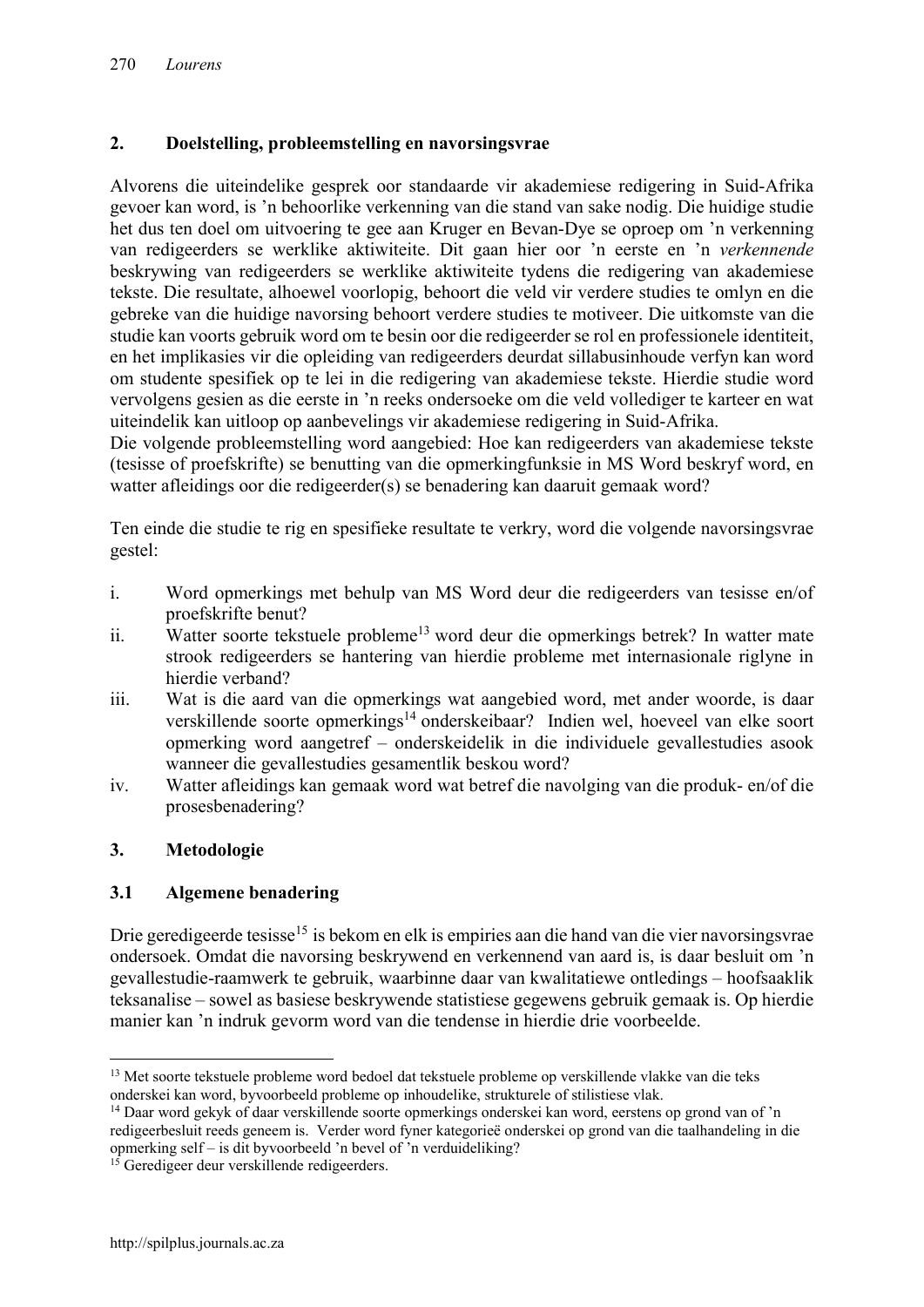## 2. Doelstelling, probleemstelling en navorsingsvrae

Alvorens die uiteindelike gesprek oor standaarde vir akademiese redigering in Suid-Afrika gevoer kan word, is 'n behoorlike verkenning van die stand van sake nodig. Die huidige studie het dus ten doel om uitvoering te gee aan Kruger en Bevan-Dye se oproep om 'n verkenning van redigeerders se werklike aktiwiteite. Dit gaan hier oor 'n eerste en 'n *verkennende* beskrywing van redigeerders se werklike aktiwiteite tydens die redigering van akademiese tekste. Die resultate, alhoewel voorlopig, behoort die veld vir verdere studies te omlyn en die gebreke van die huidige navorsing behoort verdere studies te motiveer. Die uitkomste van die studie kan voorts gebruik word om te besin oor die redigeerder se rol en professionele identiteit, en het implikasies vir die opleiding van redigeerders deurdat sillabusinhoude verfyn kan word om studente spesifiek op te lei in die redigering van akademiese tekste. Hierdie studie word vervolgens gesien as die eerste in 'n reeks ondersoeke om die veld vollediger te karteer en wat uiteindelik kan uitloop op aanbevelings vir akademiese redigering in Suid-Afrika.

Die volgende probleemstelling word aangebied: Hoe kan redigeerders van akademiese tekste (tesisse of proefskrifte) se benutting van die opmerkingfunksie in MS Word beskryf word, en watter afleidings oor die redigeerder(s) se benadering kan daaruit gemaak word?

Ten einde die studie te rig en spesifieke resultate te verkry, word die volgende navorsingsvrae gestel:

i. Word opmerkings met behulp van MS Word deur die redigeerders van tesisse en/of proefskrifte benut?
ii. Watter soorte tekstuele probleme[13] word deur die opmerkings betrek? In watter mate strook redigeerders se hantering van hierdie probleme met internasionale riglyne in hierdie verband?
iii. Wat is die aard van die opmerkings wat aangebied word, met ander woorde, is daar verskillende soorte opmerkings[14] onderskeibaar? Indien wel, hoeveel van elke soort opmerking word aangetref – onderskeidelik in die individuele gevallestudies asook wanneer die gevallestudies gesamentlik beskou word?
iv. Watter afleidings kan gemaak word wat betref die navolging van die produk- en/of die prosesbenadering?

## 3. Metodologie

### 3.1 Algemene benadering

Drie geredigeerde tesisse[15] is bekom en elk is empiries aan die hand van die vier navorsingsvrae ondersoek. Omdat die navorsing beskrywend en verkennend van aard is, is daar besluit om 'n gevallestudie-raamwerk te gebruik, waarbinne daar van kwalitatiewe ontledings – hoofsaaklik teksanalise – sowel as basiese beskrywende statistiese gegewens gebruik gemaak is. Op hierdie manier kan 'n indruk gevorm word van die tendense in hierdie drie voorbeelde.

---

[13] Met soorte tekstuele probleme word bedoel dat tekstuele probleme op verskillende vlakke van die teks onderskei kan word, byvoorbeeld probleme op inhoudelike, strukturele of stilistiese vlak.

[14] Daar word gekyk of daar verskillende soorte opmerkings onderskei kan word, eerstens op grond van of 'n redigeerbesluit reeds geneem is. Verder word fyner kategorieë onderskei op grond van die taalhandeling in die opmerking self – is dit byvoorbeeld 'n bevel of 'n verduideliking?

[15] Geredigeer deur verskillende redigeerders.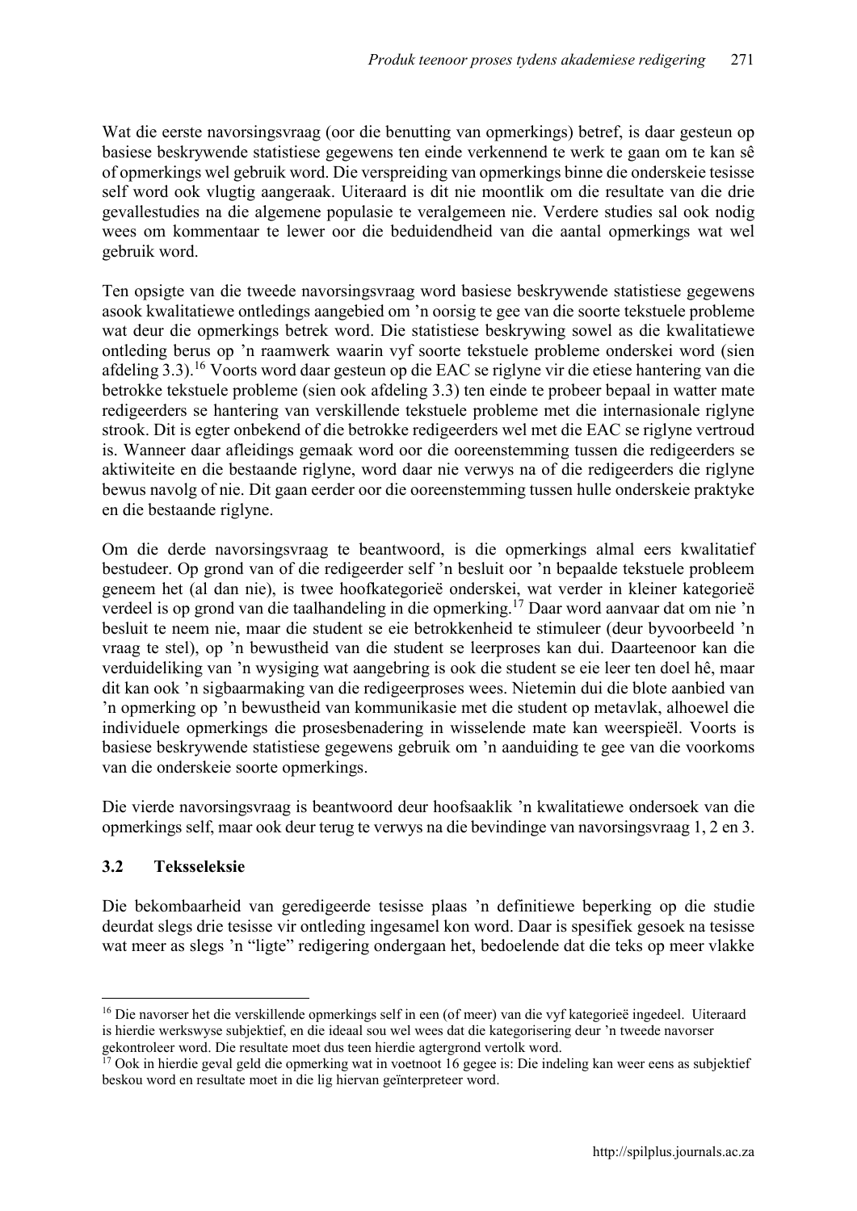Wat die eerste navorsingsvraag (oor die benutting van opmerkings) betref, is daar gesteun op basiese beskrywende statistiese gegewens ten einde verkennend te werk te gaan om te kan sê of opmerkings wel gebruik word. Die verspreiding van opmerkings binne die onderskeie tesisse self word ook vlugtig aangeraak. Uiteraard is dit nie moontlik om die resultate van die drie gevallestudies na die algemene populasie te veralgemeen nie. Verdere studies sal ook nodig wees om kommentaar te lewer oor die beduidendheid van die aantal opmerkings wat wel gebruik word.

Ten opsigte van die tweede navorsingsvraag word basiese beskrywende statistiese gegewens asook kwalitatiewe ontledings aangebied om 'n oorsig te gee van die soorte tekstuele probleme wat deur die opmerkings betrek word. Die statistiese beskrywing sowel as die kwalitatiewe ontleding berus op 'n raamwerk waarin vyf soorte tekstuele probleme onderskei word (sien afdeling 3.3).[16] Voorts word daar gesteun op die EAC se riglyne vir die etiese hantering van die betrokke tekstuele probleme (sien ook afdeling 3.3) ten einde te probeer bepaal in watter mate redigeerders se hantering van verskillende tekstuele probleme met die internasionale riglyne strook. Dit is egter onbekend of die betrokke redigeerders wel met die EAC se riglyne vertroud is. Wanneer daar afleidings gemaak word oor die ooreenstemming tussen die redigeerders se aktiwiteite en die bestaande riglyne, word daar nie verwys na of die redigeerders die riglyne bewus navolg of nie. Dit gaan eerder oor die ooreenstemming tussen hulle onderskeie praktyke en die bestaande riglyne.

Om die derde navorsingsvraag te beantwoord, is die opmerkings almal eers kwalitatief bestudeer. Op grond van of die redigeerder self 'n besluit oor 'n bepaalde tekstuele probleem geneem het (al dan nie), is twee hoofkategorieë onderskei, wat verder in kleiner kategorieë verdeel is op grond van die taalhandeling in die opmerking.[17] Daar word aanvaar dat om nie 'n besluit te neem nie, maar die student se eie betrokkenheid te stimuleer (deur byvoorbeeld 'n vraag te stel), op 'n bewustheid van die student se leerproses kan dui. Daarteenoor kan die verduideliking van 'n wysiging wat aangebring is ook die student se eie leer ten doel hê, maar dit kan ook 'n sigbaarmaking van die redigeerproses wees. Nietemin dui die blote aanbied van 'n opmerking op 'n bewustheid van kommunikasie met die student op metavlak, alhoewel die individuele opmerkings die prosesbenadering in wisselende mate kan weerspieël. Voorts is basiese beskrywende statistiese gegewens gebruik om 'n aanduiding te gee van die voorkoms van die onderskeie soorte opmerkings.

Die vierde navorsingsvraag is beantwoord deur hoofsaaklik 'n kwalitatiewe ondersoek van die opmerkings self, maar ook deur terug te verwys na die bevindinge van navorsingsvraag 1, 2 en 3.

### 3.2 Teksseleksie

Die bekombaarheid van geredigeerde tesisse plaas 'n definitiewe beperking op die studie deurdat slegs drie tesisse vir ontleding ingesamel kon word. Daar is spesifiek gesoek na tesisse wat meer as slegs 'n "ligte" redigering ondergaan het, bedoelende dat die teks op meer vlakke

---

[16] Die navorser het die verskillende opmerkings self in een (of meer) van die vyf kategorieë ingedeel. Uiteraard is hierdie werkswyse subjektief, en die ideaal sou wel wees dat die kategorisering deur 'n tweede navorser gekontroleer word. Die resultate moet dus teen hierdie agtergrond vertolk word.

[17] Ook in hierdie geval geld die opmerking wat in voetnoot 16 gegee is: Die indeling kan weer eens as subjektief beskou word en resultate moet in die lig hiervan geïnterpreteer word.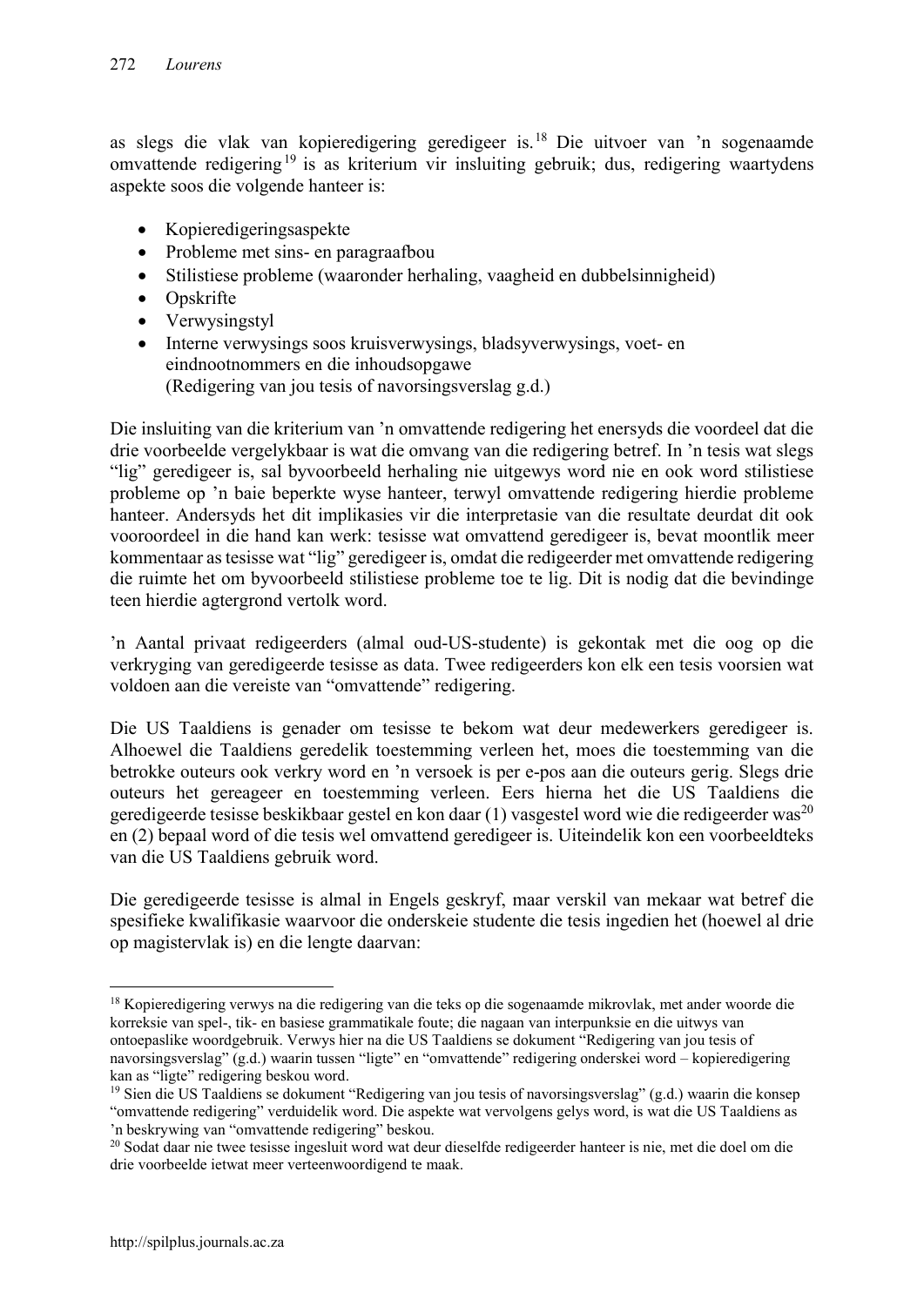as slegs die vlak van kopieredigering geredigeer is.[18] Die uitvoer van 'n sogenaamde omvattende redigering[19] is as kriterium vir insluiting gebruik; dus, redigering waartydens aspekte soos die volgende hanteer is:

- Kopieredigeringsaspekte
- Probleme met sins- en paragraafbou
- Stilistiese probleme (waaronder herhaling, vaagheid en dubbelsinnigheid)
- Opskrifte
- Verwysingstyl
- Interne verwysings soos kruisverwysings, bladsyverwysings, voet- en eindnootnommers en die inhoudsopgawe
  (Redigering van jou tesis of navorsingsverslag g.d.)

Die insluiting van die kriterium van 'n omvattende redigering het enersyds die voordeel dat die drie voorbeelde vergelykbaar is wat die omvang van die redigering betref. In 'n tesis wat slegs "lig" geredigeer is, sal byvoorbeeld herhaling nie uitgewys word nie en ook word stilistiese probleme op 'n baie beperkte wyse hanteer, terwyl omvattende redigering hierdie probleme hanteer. Andersyds het dit implikasies vir die interpretasie van die resultate deurdat dit ook vooroordeel in die hand kan werk: tesisse wat omvattend geredigeer is, bevat moontlik meer kommentaar as tesisse wat "lig" geredigeer is, omdat die redigeerder met omvattende redigering die ruimte het om byvoorbeeld stilistiese probleme toe te lig. Dit is nodig dat die bevindinge teen hierdie agtergrond vertolk word.

'n Aantal privaat redigeerders (almal oud-US-studente) is gekontak met die oog op die verkryging van geredigeerde tesisse as data. Twee redigeerders kon elk een tesis voorsien wat voldoen aan die vereiste van "omvattende" redigering.

Die US Taaldiens is genader om tesisse te bekom wat deur medewerkers geredigeer is. Alhoewel die Taaldiens geredelik toestemming verleen het, moes die toestemming van die betrokke outeurs ook verkry word en 'n versoek is per e-pos aan die outeurs gerig. Slegs drie outeurs het gereageer en toestemming verleen. Eers hierna het die US Taaldiens die geredigeerde tesisse beskikbaar gestel en kon daar (1) vasgestel word wie die redigeerder was[20] en (2) bepaal word of die tesis wel omvattend geredigeer is. Uiteindelik kon een voorbeeldteks van die US Taaldiens gebruik word.

Die geredigeerde tesisse is almal in Engels geskryf, maar verskil van mekaar wat betref die spesifieke kwalifikasie waarvoor die onderskeie studente die tesis ingedien het (hoewel al drie op magistervlak is) en die lengte daarvan:

---

[18] Kopieredigering verwys na die redigering van die teks op die sogenaamde mikrovlak, met ander woorde die korreksie van spel-, tik- en basiese grammatikale foute; die nagaan van interpunksie en die uitwys van ontoepaslike woordgebruik. Verwys hier na die US Taaldiens se dokument "Redigering van jou tesis of navorsingsverslag" (g.d.) waarin tussen "ligte" en "omvattende" redigering onderskei word – kopieredigering kan as "ligte" redigering beskou word.

[19] Sien die US Taaldiens se dokument "Redigering van jou tesis of navorsingsverslag" (g.d.) waarin die konsep "omvattende redigering" verduidelik word. Die aspekte wat vervolgens gelys word, is wat die US Taaldiens as 'n beskrywing van "omvattende redigering" beskou.

[20] Sodat daar nie twee tesisse ingesluit word wat deur dieselfde redigeerder hanteer is nie, met die doel om die drie voorbeelde ietwat meer verteenwoordigend te maak.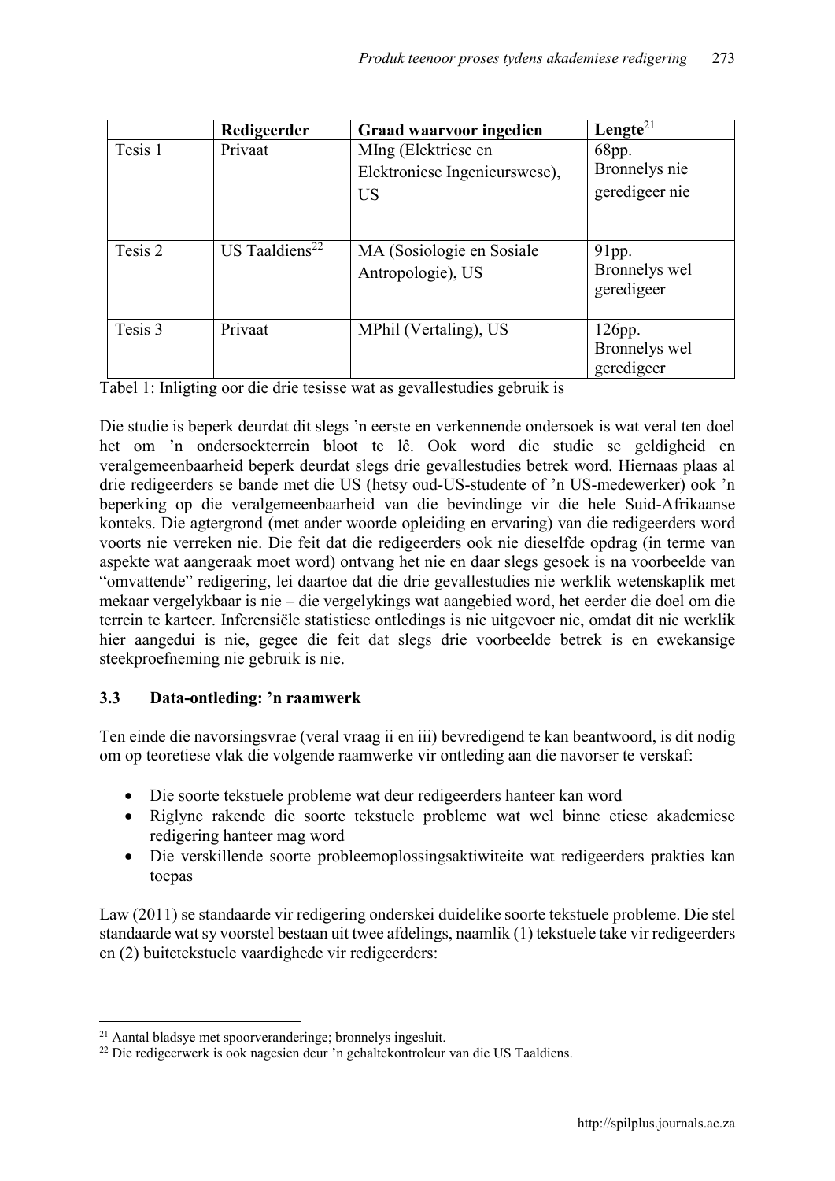| | Redigeerder | Graad waarvoor ingedien | Lengte[21] |
|---|---|---|---|
| Tesis 1 | Privaat | MIng (Elektriese en Elektroniese Ingenieurswese), US | 68pp. Bronnelys nie geredigeer nie |
| Tesis 2 | US Taaldiens[22] | MA (Sosiologie en Sosiale Antropologie), US | 91pp. Bronnelys wel geredigeer |
| Tesis 3 | Privaat | MPhil (Vertaling), US | 126pp. Bronnelys wel geredigeer |

Tabel 1: Inligting oor die drie tesisse wat as gevallestudies gebruik is

Die studie is beperk deurdat dit slegs 'n eerste en verkennende ondersoek is wat veral ten doel het om 'n ondersoekterrein bloot te lê. Ook word die studie se geldigheid en veralgemeenbaarheid beperk deurdat slegs drie gevallestudies betrek word. Hiernaas plaas al drie redigeerders se bande met die US (hetsy oud-US-studente of 'n US-medewerker) ook 'n beperking op die veralgemeenbaarheid van die bevindinge vir die hele Suid-Afrikaanse konteks. Die agtergrond (met ander woorde opleiding en ervaring) van die redigeerders word voorts nie verreken nie. Die feit dat die redigeerders ook nie dieselfde opdrag (in terme van aspekte wat aangeraak moet word) ontvang het nie en daar slegs gesoek is na voorbeelde van "omvattende" redigering, lei daartoe dat die drie gevallestudies nie werklik wetenskaplik met mekaar vergelykbaar is nie – die vergelykings wat aangebied word, het eerder die doel om die terrein te karteer. Inferensiële statistiese ontledings is nie uitgevoer nie, omdat dit nie werklik hier aangedui is nie, gegee die feit dat slegs drie voorbeelde betrek is en ewekansige steekproefneming nie gebruik is nie.

### 3.3 Data-ontleding: 'n raamwerk

Ten einde die navorsingsvrae (veral vraag ii en iii) bevredigend te kan beantwoord, is dit nodig om op teoretiese vlak die volgende raamwerke vir ontleding aan die navorser te verskaf:

- Die soorte tekstuele probleme wat deur redigeerders hanteer kan word
- Riglyne rakende die soorte tekstuele probleme wat wel binne etiese akademiese redigering hanteer mag word
- Die verskillende soorte probleemoplossingsaktiwiteite wat redigeerders prakties kan toepas

Law (2011) se standaarde vir redigering onderskei duidelike soorte tekstuele probleme. Die stel standaarde wat sy voorstel bestaan uit twee afdelings, naamlik (1) tekstuele take vir redigeerders en (2) buitetekstuele vaardighede vir redigeerders:

[21] Aantal bladsye met spoorveranderinge; bronnelys ingesluit.

[22] Die redigeerwerk is ook nagesien deur 'n gehaltekontroleur van die US Taaldiens.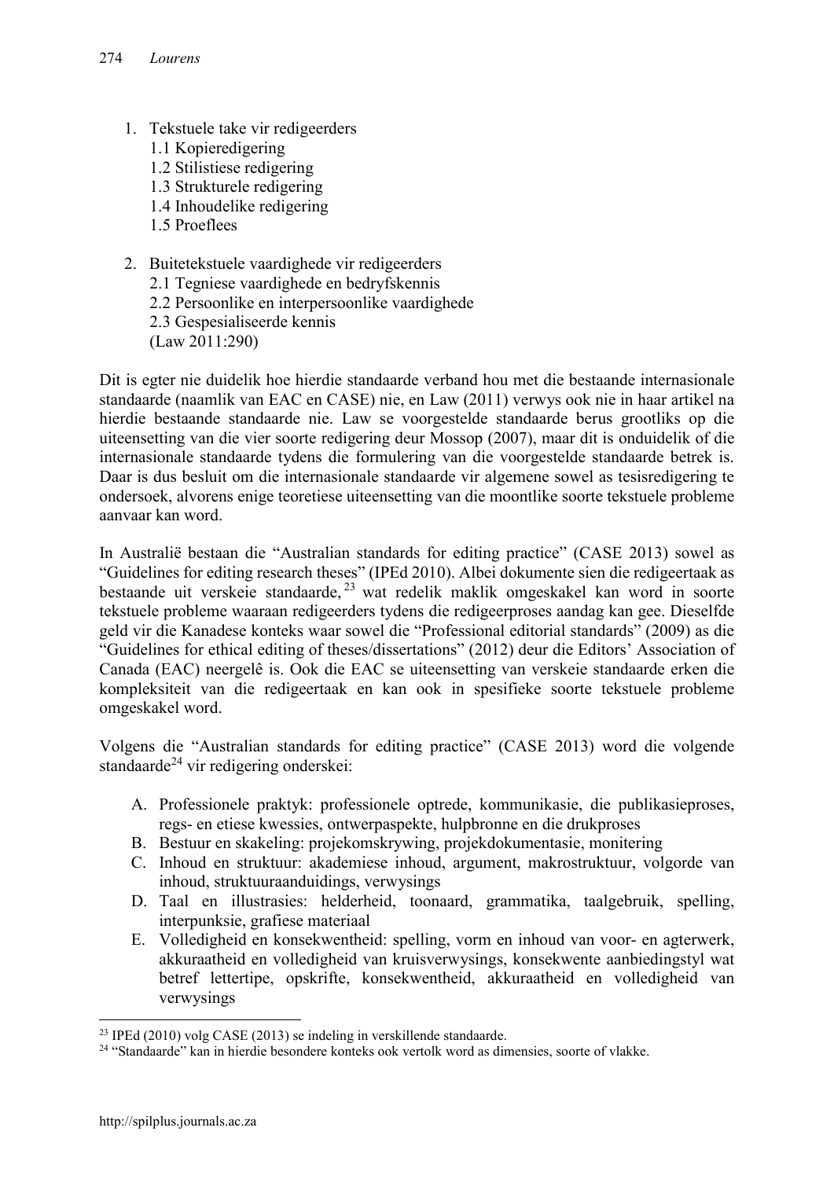1. Tekstuele take vir redigeerders
   1.1 Kopieredigering
   1.2 Stilistiese redigering
   1.3 Strukturele redigering
   1.4 Inhoudelike redigering
   1.5 Proeflees

2. Buitetekstuele vaardighede vir redigeerders
   2.1 Tegniese vaardighede en bedryfskennis
   2.2 Persoonlike en interpersoonlike vaardighede
   2.3 Gespesialiseerde kennis
   (Law 2011:290)

Dit is egter nie duidelik hoe hierdie standaarde verband hou met die bestaande internasionale standaarde (naamlik van EAC en CASE) nie, en Law (2011) verwys ook nie in haar artikel na hierdie bestaande standaarde nie. Law se voorgestelde standaarde berus grootliks op die uiteensetting van die vier soorte redigering deur Mossop (2007), maar dit is onduidelik of die internasionale standaarde tydens die formulering van die voorgestelde standaarde betrek is. Daar is dus besluit om die internasionale standaarde vir algemene sowel as tesisredigering te ondersoek, alvorens enige teoretiese uiteensetting van die moontlike soorte tekstuele probleme aanvaar kan word.

In Australië bestaan die "Australian standards for editing practice" (CASE 2013) sowel as "Guidelines for editing research theses" (IPEd 2010). Albei dokumente sien die redigeertaak as bestaande uit verskeie standaarde,[23] wat redelik maklik omgeskakel kan word in soorte tekstuele probleme waaraan redigeerders tydens die redigeerproses aandag kan gee. Dieselfde geld vir die Kanadese konteks waar sowel die "Professional editorial standards" (2009) as die "Guidelines for ethical editing of theses/dissertations" (2012) deur die Editors' Association of Canada (EAC) neergelê is. Ook die EAC se uiteensetting van verskeie standaarde erken die kompleksiteit van die redigeertaak en kan ook in spesifieke soorte tekstuele probleme omgeskakel word.

Volgens die "Australian standards for editing practice" (CASE 2013) word die volgende standaarde[24] vir redigering onderskei:

A. Professionele praktyk: professionele optrede, kommunikasie, die publikasieproses, regs- en etiese kwessies, ontwerpaspekte, hulpbronne en die drukproses
B. Bestuur en skakeling: projekomskrywing, projekdokumentasie, monitering
C. Inhoud en struktuur: akademiese inhoud, argument, makrostruktuur, volgorde van inhoud, struktuuraanduidings, verwysings
D. Taal en illustrasies: helderheid, toonaard, grammatika, taalgebruik, spelling, interpunksie, grafiese materiaal
E. Volledigheid en konsekwentheid: spelling, vorm en inhoud van voor- en agterwerk, akkuraatheid en volledigheid van kruisverwysings, konsekwente aanbiedingstyl wat betref lettertipe, opskrifte, konsekwentheid, akkuraatheid en volledigheid van verwysings

[23] IPEd (2010) volg CASE (2013) se indeling in verskillende standaarde.

[24] "Standaarde" kan in hierdie besondere konteks ook vertolk word as dimensies, soorte of vlakke.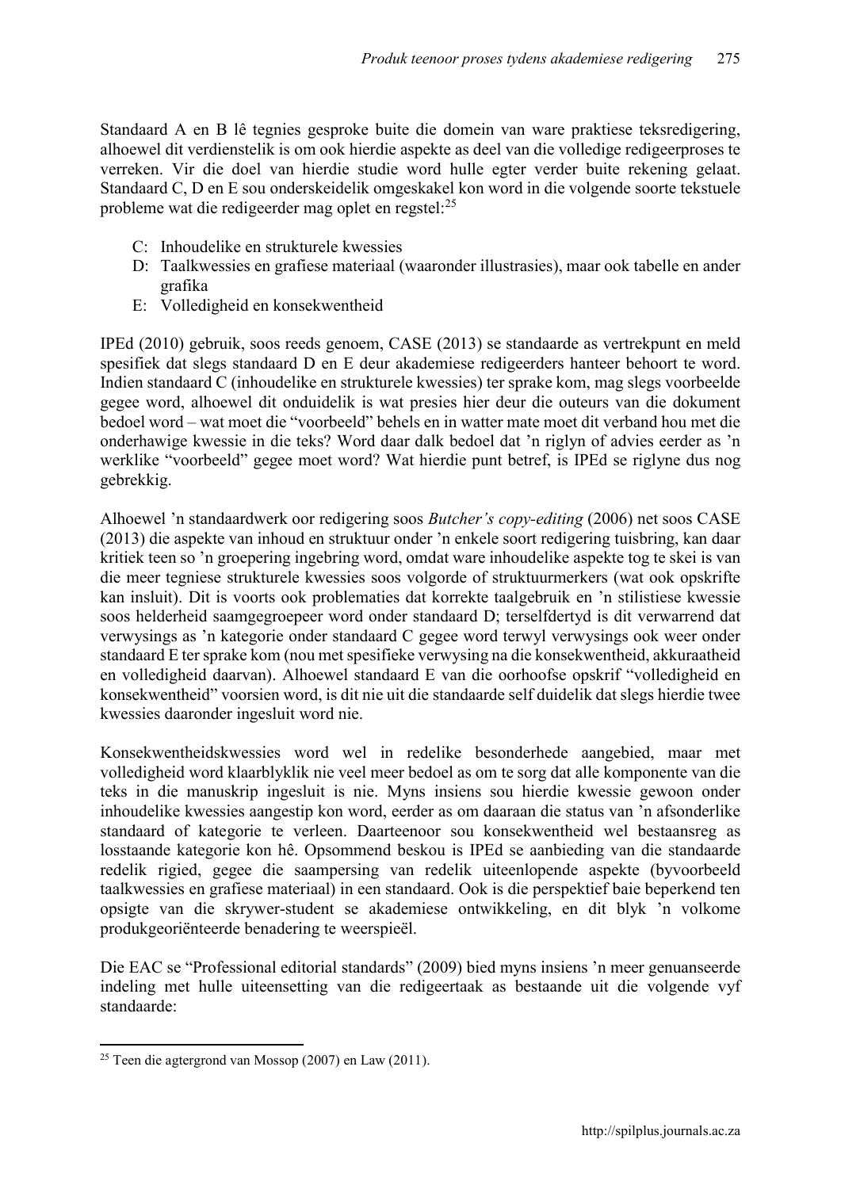Standaard A en B lê tegnies gesproke buite die domein van ware praktiese teksredigering, alhoewel dit verdienstelik is om ook hierdie aspekte as deel van die volledige redigeerproses te verreken. Vir die doel van hierdie studie word hulle egter verder buite rekening gelaat. Standaard C, D en E sou onderskeidelik omgeskakel kon word in die volgende soorte tekstuele probleme wat die redigeerder mag oplet en regstel:[25]

- C: Inhoudelike en strukturele kwessies
- D: Taalkwessies en grafiese materiaal (waaronder illustrasies), maar ook tabelle en ander grafika
- E: Volledigheid en konsekwentheid

IPEd (2010) gebruik, soos reeds genoem, CASE (2013) se standaarde as vertrekpunt en meld spesifiek dat slegs standaard D en E deur akademiese redigeerders hanteer behoort te word. Indien standaard C (inhoudelike en strukturele kwessies) ter sprake kom, mag slegs voorbeelde gegee word, alhoewel dit onduidelik is wat presies hier deur die outeurs van die dokument bedoel word – wat moet die "voorbeeld" behels en in watter mate moet dit verband hou met die onderhawige kwessie in die teks? Word daar dalk bedoel dat 'n riglyn of advies eerder as 'n werklike "voorbeeld" gegee moet word? Wat hierdie punt betref, is IPEd se riglyne dus nog gebrekkig.

Alhoewel 'n standaardwerk oor redigering soos *Butcher's copy-editing* (2006) net soos CASE (2013) die aspekte van inhoud en struktuur onder 'n enkele soort redigering tuisbring, kan daar kritiek teen so 'n groepering ingebring word, omdat ware inhoudelike aspekte tog te skei is van die meer tegniese strukturele kwessies soos volgorde of struktuurmerkers (wat ook opskrifte kan insluit). Dit is voorts ook problematies dat korrekte taalgebruik en 'n stilistiese kwessie soos helderheid saamgegroepeer word onder standaard D; terselfdertyd is dit verwarrend dat verwysings as 'n kategorie onder standaard C gegee word terwyl verwysings ook weer onder standaard E ter sprake kom (nou met spesifieke verwysing na die konsekwentheid, akkuraatheid en volledigheid daarvan). Alhoewel standaard E van die oorhoofse opskrif "volledigheid en konsekwentheid" voorsien word, is dit nie uit die standaarde self duidelik dat slegs hierdie twee kwessies daaronder ingesluit word nie.

Konsekwentheidskwessies word wel in redelike besonderhede aangebied, maar met volledigheid word klaarblyklik nie veel meer bedoel as om te sorg dat alle komponente van die teks in die manuskrip ingesluit is nie. Myns insiens sou hierdie kwessie gewoon onder inhoudelike kwessies aangestip kon word, eerder as om daaraan die status van 'n afsonderlike standaard of kategorie te verleen. Daarteenoor sou konsekwentheid wel bestaansreg as losstaande kategorie kon hê. Opsommend beskou is IPEd se aanbieding van die standaarde redelik rigied, gegee die saampersing van redelik uiteenlopende aspekte (byvoorbeeld taalkwessies en grafiese materiaal) in een standaard. Ook is die perspektief baie beperkend ten opsigte van die skrywer-student se akademiese ontwikkeling, en dit blyk 'n volkome produkgeoriënteerde benadering te weerspieël.

Die EAC se "Professional editorial standards" (2009) bied myns insiens 'n meer genuanseerde indeling met hulle uiteensetting van die redigeertaak as bestaande uit die volgende vyf standaarde:

---

[25] Teen die agtergrond van Mossop (2007) en Law (2011).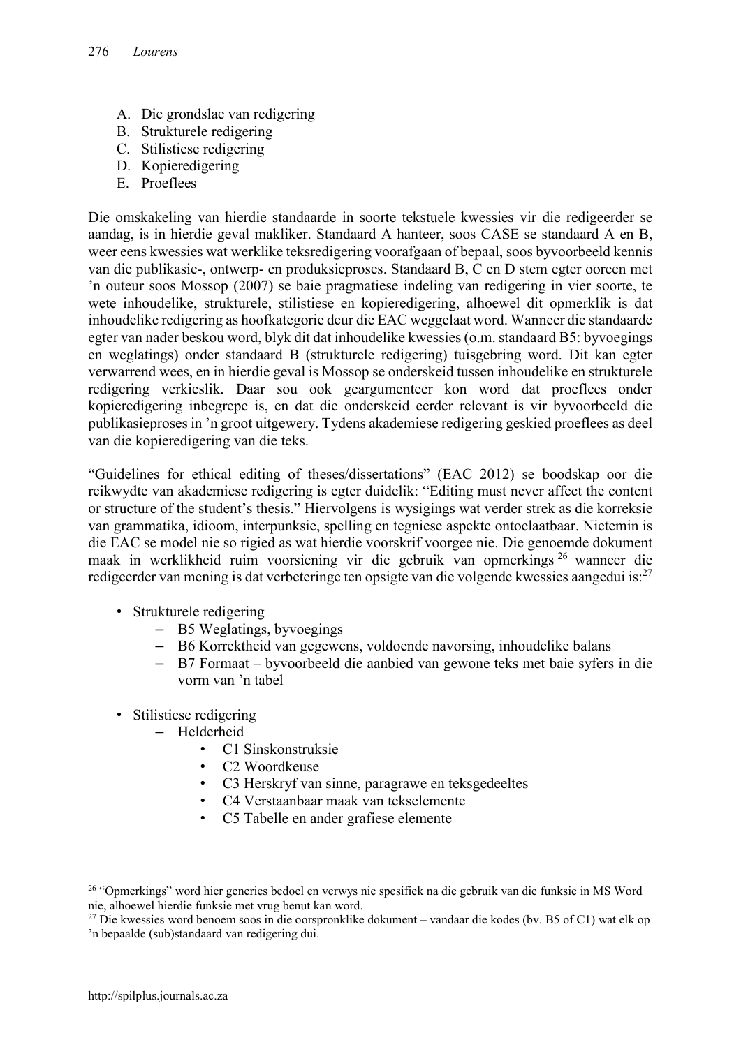A. Die grondslae van redigering
B. Strukturele redigering
C. Stilistiese redigering
D. Kopieredigering
E. Proeflees

Die omskakeling van hierdie standaarde in soorte tekstuele kwessies vir die redigeerder se aandag, is in hierdie geval makliker. Standaard A hanteer, soos CASE se standaard A en B, weer eens kwessies wat werklike teksredigering voorafgaan of bepaal, soos byvoorbeeld kennis van die publikasie-, ontwerp- en produksieproses. Standaard B, C en D stem egter ooreen met ’n outeur soos Mossop (2007) se baie pragmatiese indeling van redigering in vier soorte, te wete inhoudelike, strukturele, stilistiese en kopieredigering, alhoewel dit opmerklik is dat inhoudelike redigering as hoofkategorie deur die EAC weggelaat word. Wanneer die standaarde egter van nader beskou word, blyk dit dat inhoudelike kwessies (o.m. standaard B5: byvoegings en weglatings) onder standaard B (strukturele redigering) tuisgebring word. Dit kan egter verwarrend wees, en in hierdie geval is Mossop se onderskeid tussen inhoudelike en strukturele redigering verkieslik. Daar sou ook geargumenteer kon word dat proeflees onder kopieredigering inbegrepe is, en dat die onderskeid eerder relevant is vir byvoorbeeld die publikasieproses in ’n groot uitgewery. Tydens akademiese redigering geskied proeflees as deel van die kopieredigering van die teks.

“Guidelines for ethical editing of theses/dissertations” (EAC 2012) se boodskap oor die reikwydte van akademiese redigering is egter duidelik: “Editing must never affect the content or structure of the student’s thesis.” Hiervolgens is wysigings wat verder strek as die korreksie van grammatika, idioom, interpunksie, spelling en tegniese aspekte ontoelaatbaar. Nietemin is die EAC se model nie so rigied as wat hierdie voorskrif voorgee nie. Die genoemde dokument maak in werklikheid ruim voorsiening vir die gebruik van opmerkings[26] wanneer die redigeerder van mening is dat verbeteringe ten opsigte van die volgende kwessies aangedui is:[27]

- Strukturele redigering
  - B5 Weglatings, byvoegings
  - B6 Korrektheid van gegewens, voldoende navorsing, inhoudelike balans
  - B7 Formaat – byvoorbeeld die aanbied van gewone teks met baie syfers in die vorm van ’n tabel
- Stilistiese redigering
  - Helderheid
    - C1 Sinskonstruksie
    - C2 Woordkeuse
    - C3 Herskryf van sinne, paragrawe en teksgedeeltes
    - C4 Verstaanbaar maak van tekselemente
    - C5 Tabelle en ander grafiese elemente

---

[26] “Opmerkings” word hier generies bedoel en verwys nie spesifiek na die gebruik van die funksie in MS Word nie, alhoewel hierdie funksie met vrug benut kan word.

[27] Die kwessies word benoem soos in die oorspronklike dokument – vandaar die kodes (bv. B5 of C1) wat elk op ’n bepaalde (sub)standaard van redigering dui.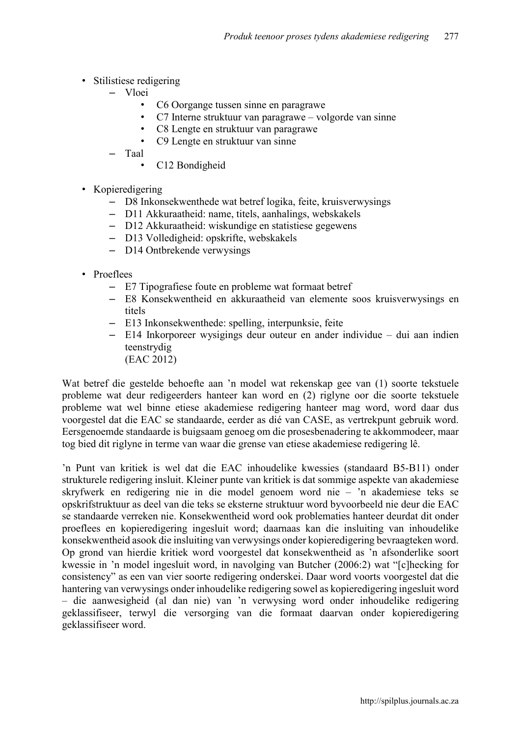- Stilistiese redigering
  - Vloei
    - C6 Oorgange tussen sinne en paragrawe
    - C7 Interne struktuur van paragrawe – volgorde van sinne
    - C8 Lengte en struktuur van paragrawe
    - C9 Lengte en struktuur van sinne
  - Taal
    - C12 Bondigheid

- Kopieredigering
  - D8 Inkonsekwenthede wat betref logika, feite, kruisverwysings
  - D11 Akkuraatheid: name, titels, aanhalings, webskakels
  - D12 Akkuraatheid: wiskundige en statistiese gegewens
  - D13 Volledigheid: opskrifte, webskakels
  - D14 Ontbrekende verwysings

- Proeflees
  - E7 Tipografiese foute en probleme wat formaat betref
  - E8 Konsekwentheid en akkuraatheid van elemente soos kruisverwysings en titels
  - E13 Inkonsekwenthede: spelling, interpunksie, feite
  - E14 Inkorporeer wysigings deur outeur en ander individue – dui aan indien teenstrydig

(EAC 2012)

Wat betref die gestelde behoefte aan 'n model wat rekenskap gee van (1) soorte tekstuele probleme wat deur redigeerders hanteer kan word en (2) riglyne oor die soorte tekstuele probleme wat wel binne etiese akademiese redigering hanteer mag word, word daar dus voorgestel dat die EAC se standaarde, eerder as dié van CASE, as vertrekpunt gebruik word. Eersgenoemde standaarde is buigsaam genoeg om die prosesbenadering te akkommodeer, maar tog bied dit riglyne in terme van waar die grense van etiese akademiese redigering lê.

'n Punt van kritiek is wel dat die EAC inhoudelike kwessies (standaard B5-B11) onder strukturele redigering insluit. Kleiner punte van kritiek is dat sommige aspekte van akademiese skryfwerk en redigering nie in die model genoem word nie – 'n akademiese teks se opskrifstruktuur as deel van die teks se eksterne struktuur word byvoorbeeld nie deur die EAC se standaarde verreken nie. Konsekwentheid word ook problematies hanteer deurdat dit onder proeflees en kopieredigering ingesluit word; daarnaas kan die insluiting van inhoudelike konsekwentheid asook die insluiting van verwysings onder kopieredigering bevraagteken word. Op grond van hierdie kritiek word voorgestel dat konsekwentheid as 'n afsonderlike soort kwessie in 'n model ingesluit word, in navolging van Butcher (2006:2) wat "[c]hecking for consistency" as een van vier soorte redigering onderskei. Daar word voorts voorgestel dat die hantering van verwysings onder inhoudelike redigering sowel as kopieredigering ingesluit word – die aanwesigheid (al dan nie) van 'n verwysing word onder inhoudelike redigering geklassifiseer, terwyl die versorging van die formaat daarvan onder kopieredigering geklassifiseer word.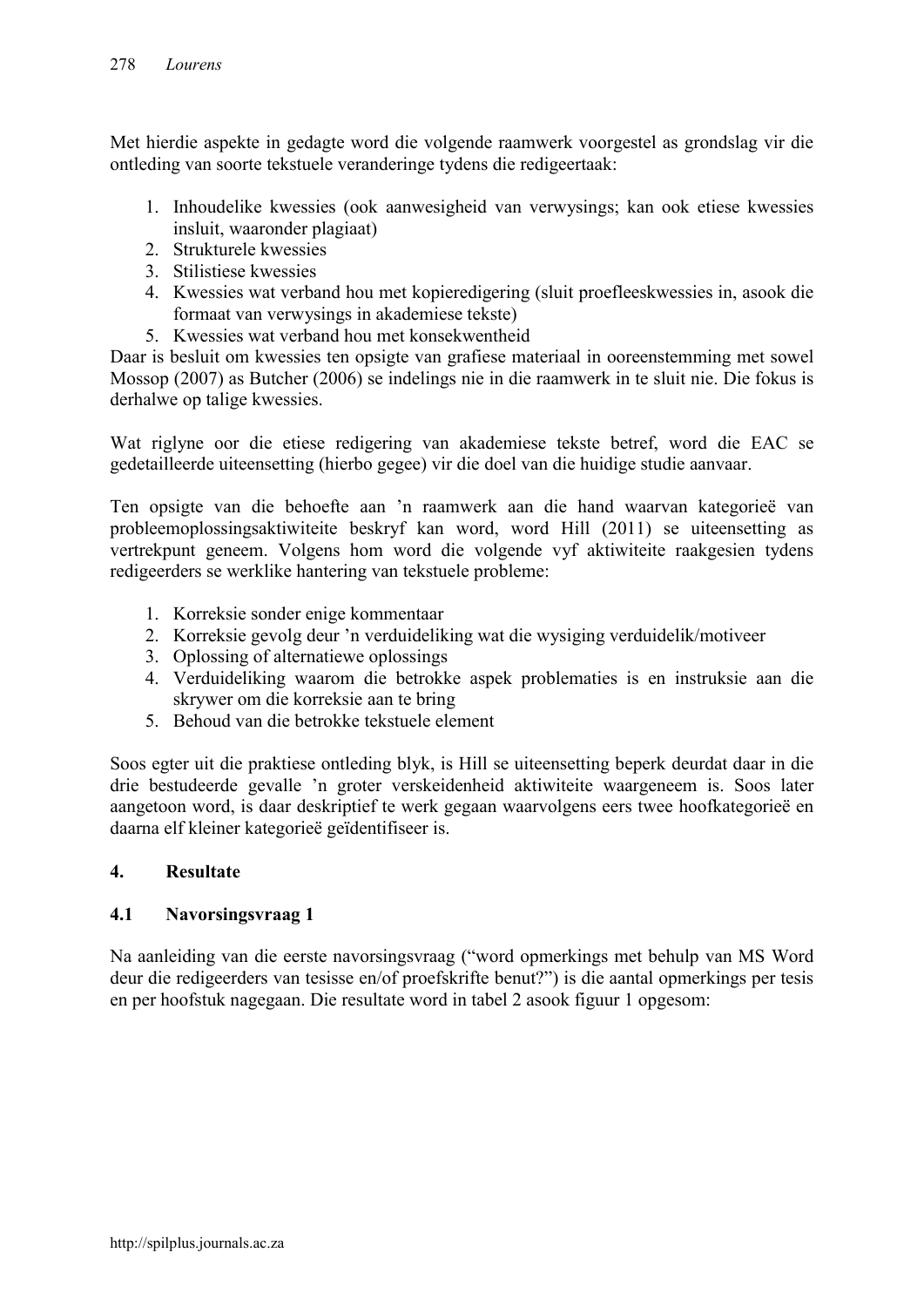Met hierdie aspekte in gedagte word die volgende raamwerk voorgestel as grondslag vir die ontleding van soorte tekstuele veranderinge tydens die redigeertaak:

1. Inhoudelike kwessies (ook aanwesigheid van verwysings; kan ook etiese kwessies insluit, waaronder plagiaat)
2. Strukturele kwessies
3. Stilistiese kwessies
4. Kwessies wat verband hou met kopieredigering (sluit proefleeskwessies in, asook die formaat van verwysings in akademiese tekste)
5. Kwessies wat verband hou met konsekwentheid

Daar is besluit om kwessies ten opsigte van grafiese materiaal in ooreenstemming met sowel Mossop (2007) as Butcher (2006) se indelings nie in die raamwerk in te sluit nie. Die fokus is derhalwe op talige kwessies.

Wat riglyne oor die etiese redigering van akademiese tekste betref, word die EAC se gedetailleerde uiteensetting (hierbo gegee) vir die doel van die huidige studie aanvaar.

Ten opsigte van die behoefte aan 'n raamwerk aan die hand waarvan kategorieë van probleemoplossingsaktiwiteite beskryf kan word, word Hill (2011) se uiteensetting as vertrekpunt geneem. Volgens hom word die volgende vyf aktiwiteite raakgesien tydens redigeerders se werklike hantering van tekstuele probleme:

1. Korreksie sonder enige kommentaar
2. Korreksie gevolg deur 'n verduideliking wat die wysiging verduidelik/motiveer
3. Oplossing of alternatiewe oplossings
4. Verduideliking waarom die betrokke aspek problematies is en instruksie aan die skrywer om die korreksie aan te bring
5. Behoud van die betrokke tekstuele element

Soos egter uit die praktiese ontleding blyk, is Hill se uiteensetting beperk deurdat daar in die drie bestudeerde gevalle 'n groter verskeidenheid aktiwiteite waargeneem is. Soos later aangetoon word, is daar deskriptief te werk gegaan waarvolgens eers twee hoofkategorieë en daarna elf kleiner kategorieë geïdentifiseer is.

## 4. Resultate

### 4.1 Navorsingsvraag 1

Na aanleiding van die eerste navorsingsvraag ("word opmerkings met behulp van MS Word deur die redigeerders van tesisse en/of proefskrifte benut?") is die aantal opmerkings per tesis en per hoofstuk nagegaan. Die resultate word in tabel 2 asook figuur 1 opgesom: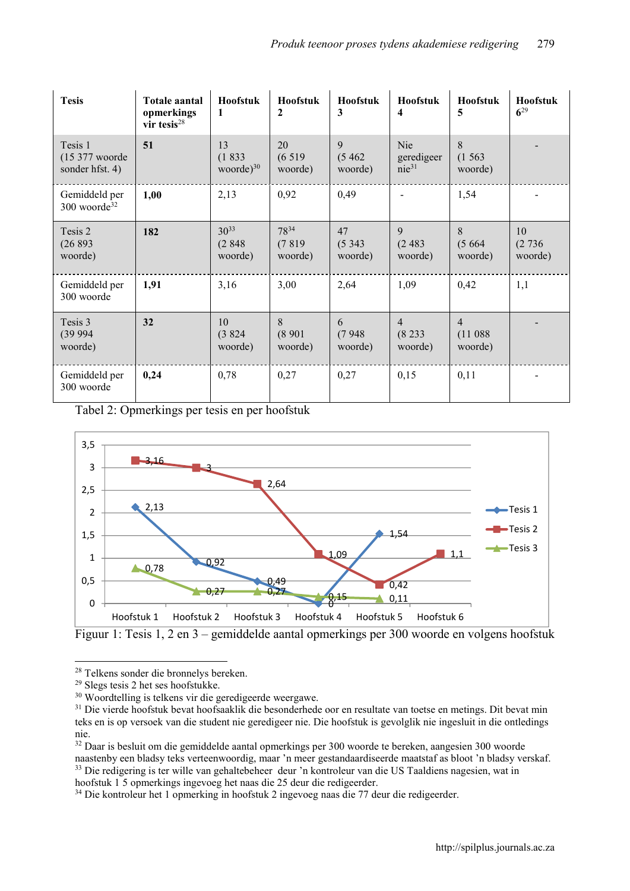| Tesis | Totale aantal opmerkings vir tesis[28] | Hoofstuk 1 | Hoofstuk 2 | Hoofstuk 3 | Hoofstuk 4 | Hoofstuk 5 | Hoofstuk 6[29] |
|---|---|---|---|---|---|---|---|
| Tesis 1 (15 377 woorde sonder hfst. 4) | **51** | 13 (1 833 woorde)[30] | 20 (6 519 woorde) | 9 (5 462 woorde) | Nie geredigeer nie[31] | 8 (1 563 woorde) | - |
| Gemiddeld per 300 woorde[32] | **1,00** | 2,13 | 0,92 | 0,49 | - | 1,54 | - |
| Tesis 2 (26 893 woorde) | **182** | 30[33] (2 848 woorde) | 78[34] (7 819 woorde) | 47 (5 343 woorde) | 9 (2 483 woorde) | 8 (5 664 woorde) | 10 (2 736 woorde) |
| Gemiddeld per 300 woorde | **1,91** | 3,16 | 3,00 | 2,64 | 1,09 | 0,42 | 1,1 |
| Tesis 3 (39 994 woorde) | **32** | 10 (3 824 woorde) | 8 (8 901 woorde) | 6 (7 948 woorde) | 4 (8 233 woorde) | 4 (11 088 woorde) | - |
| Gemiddeld per 300 woorde | **0,24** | 0,78 | 0,27 | 0,27 | 0,15 | 0,11 | - |

Tabel 2: Opmerkings per tesis en per hoofstuk

Figuur 1: Tesis 1, 2 en 3 – gemiddelde aantal opmerkings per 300 woorde en volgens hoofstuk

---

[28] Telkens sonder die bronnelys bereken.

[29] Slegs tesis 2 het ses hoofstukke.

[30] Woordtelling is telkens vir die geredigeerde weergawe.

[31] Die vierde hoofstuk bevat hoofsaaklik die besonderhede oor en resultate van toetse en metings. Dit bevat min teks en is op versoek van die student nie geredigeer nie. Die hoofstuk is gevolglik nie ingesluit in die ontledings nie.

[32] Daar is besluit om die gemiddelde aantal opmerkings per 300 woorde te bereken, aangesien 300 woorde naastenby een bladsy teks verteenwoordig, maar 'n meer gestandaardiseerde maatstaf as bloot 'n bladsy verskaf.

[33] Die redigering is ter wille van gehaltebeheer deur 'n kontroleur van die US Taaldiens nagesien, wat in hoofstuk 1 5 opmerkings ingevoeg het naas die 25 deur die redigeerder.

[34] Die kontroleur het 1 opmerking in hoofstuk 2 ingevoeg naas die 77 deur die redigeerder.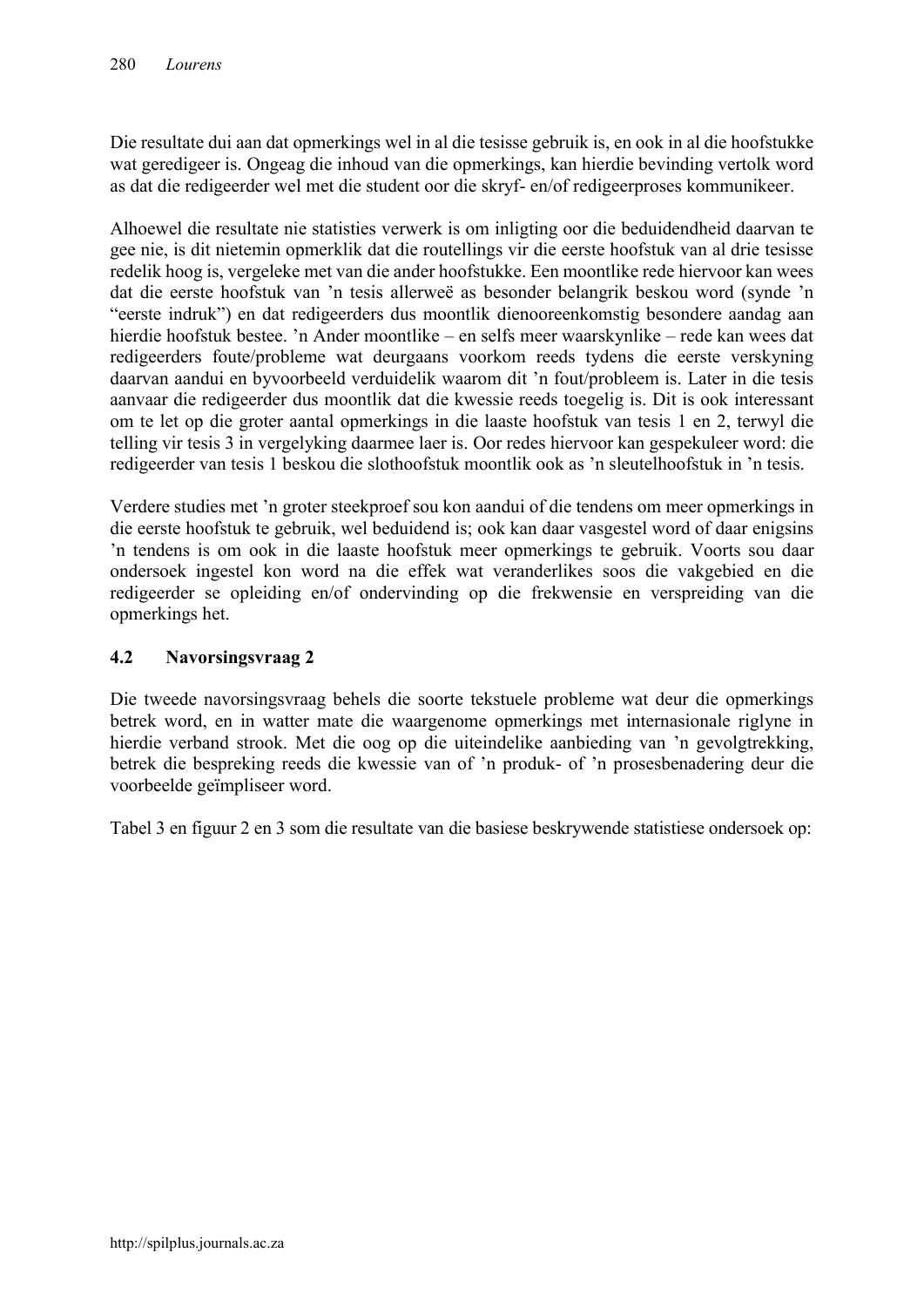Die resultate dui aan dat opmerkings wel in al die tesisse gebruik is, en ook in al die hoofstukke wat geredigeer is. Ongeag die inhoud van die opmerkings, kan hierdie bevinding vertolk word as dat die redigeerder wel met die student oor die skryf- en/of redigeerproses kommunikeer.

Alhoewel die resultate nie statisties verwerk is om inligting oor die beduidendheid daarvan te gee nie, is dit nietemin opmerklik dat die routellings vir die eerste hoofstuk van al drie tesisse redelik hoog is, vergeleke met van die ander hoofstukke. Een moontlike rede hiervoor kan wees dat die eerste hoofstuk van 'n tesis allerweë as besonder belangrik beskou word (synde 'n "eerste indruk") en dat redigeerders dus moontlik dienooreenkomstig besondere aandag aan hierdie hoofstuk bestee. 'n Ander moontlike – en selfs meer waarskynlike – rede kan wees dat redigeerders foute/probleme wat deurgaans voorkom reeds tydens die eerste verskyning daarvan aandui en byvoorbeeld verduidelik waarom dit 'n fout/probleem is. Later in die tesis aanvaar die redigeerder dus moontlik dat die kwessie reeds toegelig is. Dit is ook interessant om te let op die groter aantal opmerkings in die laaste hoofstuk van tesis 1 en 2, terwyl die telling vir tesis 3 in vergelyking daarmee laer is. Oor redes hiervoor kan gespekuleer word: die redigeerder van tesis 1 beskou die slothoofstuk moontlik ook as 'n sleutelhoofstuk in 'n tesis.

Verdere studies met 'n groter steekproef sou kon aandui of die tendens om meer opmerkings in die eerste hoofstuk te gebruik, wel beduidend is; ook kan daar vasgestel word of daar enigsins 'n tendens is om ook in die laaste hoofstuk meer opmerkings te gebruik. Voorts sou daar ondersoek ingestel kon word na die effek wat veranderlikes soos die vakgebied en die redigeerder se opleiding en/of ondervinding op die frekwensie en verspreiding van die opmerkings het.

### 4.2 Navorsingsvraag 2

Die tweede navorsingsvraag behels die soorte tekstuele probleme wat deur die opmerkings betrek word, en in watter mate die waargenome opmerkings met internasionale riglyne in hierdie verband strook. Met die oog op die uiteindelike aanbieding van 'n gevolgtrekking, betrek die bespreking reeds die kwessie van of 'n produk- of 'n prosesbenadering deur die voorbeelde geïmpliseer word.

Tabel 3 en figuur 2 en 3 som die resultate van die basiese beskrywende statistiese ondersoek op: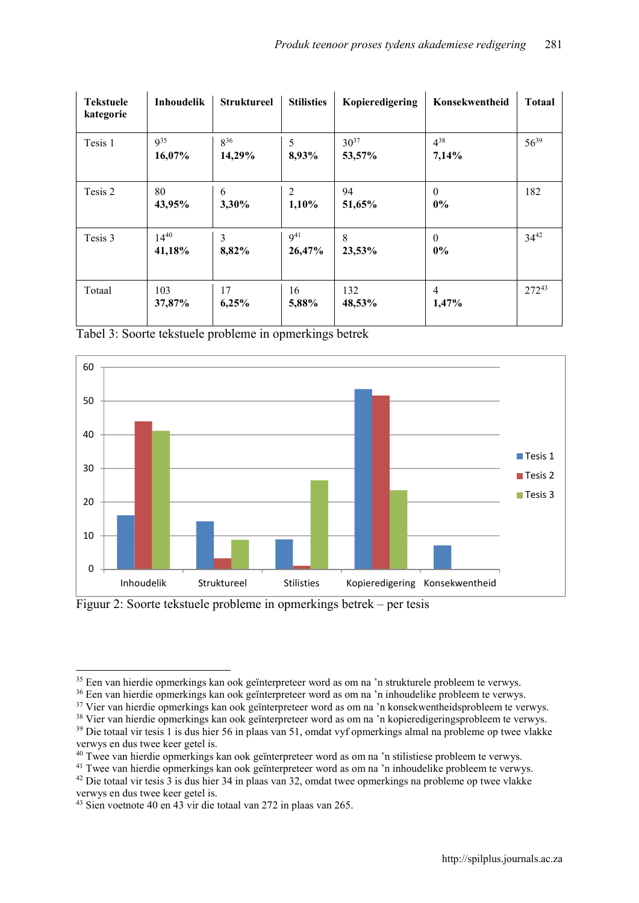| Tekstuele kategorie | Inhoudelik | Struktureel | Stilisties | Kopieredigering | Konsekwentheid | Totaal |
|---|---|---|---|---|---|---|
| Tesis 1 | 9[35] **16,07%** | 8[36] **14,29%** | 5 **8,93%** | 30[37] **53,57%** | 4[38] **7,14%** | 56[39] |
| Tesis 2 | 80 **43,95%** | 6 **3,30%** | 2 **1,10%** | 94 **51,65%** | 0 **0%** | 182 |
| Tesis 3 | 14[40] **41,18%** | 3 **8,82%** | 9[41] **26,47%** | 8 **23,53%** | 0 **0%** | 34[42] |
| Totaal | 103 **37,87%** | 17 **6,25%** | 16 **5,88%** | 132 **48,53%** | 4 **1,47%** | 272[43] |

Tabel 3: Soorte tekstuele probleme in opmerkings betrek

Figuur 2: Soorte tekstuele probleme in opmerkings betrek – per tesis

---

[35] Een van hierdie opmerkings kan ook geïnterpreteer word as om na ’n strukturele probleem te verwys.

[36] Een van hierdie opmerkings kan ook geïnterpreteer word as om na ’n inhoudelike probleem te verwys.

[37] Vier van hierdie opmerkings kan ook geïnterpreteer word as om na ’n konsekwentheidsprobleem te verwys.

[38] Vier van hierdie opmerkings kan ook geïnterpreteer word as om na ’n kopieredigeringsprobleem te verwys.

[39] Die totaal vir tesis 1 is dus hier 56 in plaas van 51, omdat vyf opmerkings almal na probleme op twee vlakke verwys en dus twee keer getel is.

[40] Twee van hierdie opmerkings kan ook geïnterpreteer word as om na ’n stilistiese probleem te verwys.

[41] Twee van hierdie opmerkings kan ook geïnterpreteer word as om na ’n inhoudelike probleem te verwys.

[42] Die totaal vir tesis 3 is dus hier 34 in plaas van 32, omdat twee opmerkings na probleme op twee vlakke verwys en dus twee keer getel is.

[43] Sien voetnote 40 en 43 vir die totaal van 272 in plaas van 265.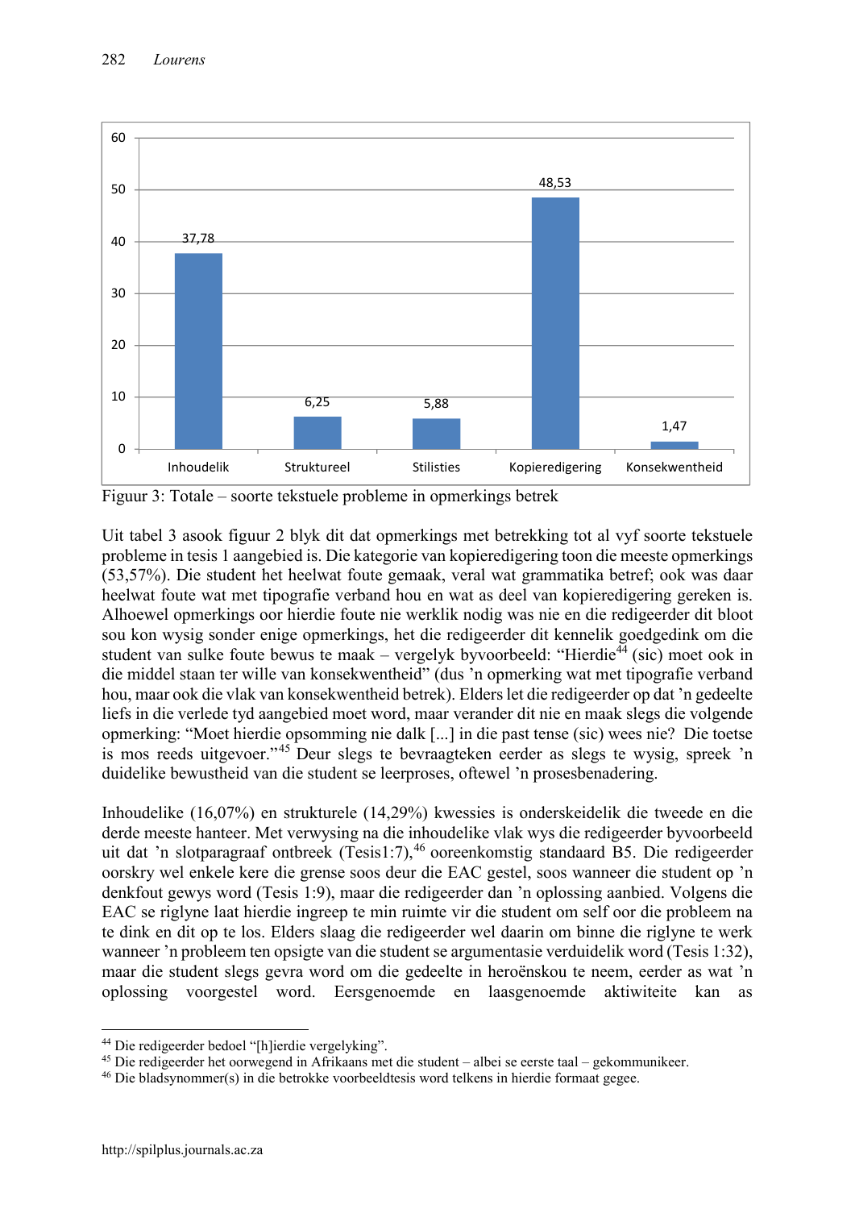Figuur 3: Totale – soorte tekstuele probleme in opmerkings betrek

Uit tabel 3 asook figuur 2 blyk dit dat opmerkings met betrekking tot al vyf soorte tekstuele probleme in tesis 1 aangebied is. Die kategorie van kopieredigering toon die meeste opmerkings (53,57%). Die student het heelwat foute gemaak, veral wat grammatika betref; ook was daar heelwat foute wat met tipografie verband hou en wat as deel van kopieredigering gereken is. Alhoewel opmerkings oor hierdie foute nie werklik nodig was nie en die redigeerder dit bloot sou kon wysig sonder enige opmerkings, het die redigeerder dit kennelik goedgedink om die student van sulke foute bewus te maak – vergelyk byvoorbeeld: "Hierdie[44] (sic) moet ook in die middel staan ter wille van konsekwentheid" (dus 'n opmerking wat met tipografie verband hou, maar ook die vlak van konsekwentheid betrek). Elders let die redigeerder op dat 'n gedeelte liefs in die verlede tyd aangebied moet word, maar verander dit nie en maak slegs die volgende opmerking: "Moet hierdie opsomming nie dalk [...] in die past tense (sic) wees nie? Die toetse is mos reeds uitgevoer."[45] Deur slegs te bevraagteken eerder as slegs te wysig, spreek 'n duidelike bewustheid van die student se leerproses, oftewel 'n prosesbenadering.

Inhoudelike (16,07%) en strukturele (14,29%) kwessies is onderskeidelik die tweede en die derde meeste hanteer. Met verwysing na die inhoudelike vlak wys die redigeerder byvoorbeeld uit dat 'n slotparagraaf ontbreek (Tesis1:7),[46] ooreenkomstig standaard B5. Die redigeerder oorskry wel enkele kere die grense soos deur die EAC gestel, soos wanneer die student op 'n denkfout gewys word (Tesis 1:9), maar die redigeerder dan 'n oplossing aanbied. Volgens die EAC se riglyne laat hierdie ingreep te min ruimte vir die student om self oor die probleem na te dink en dit op te los. Elders slaag die redigeerder wel daarin om binne die riglyne te werk wanneer 'n probleem ten opsigte van die student se argumentasie verduidelik word (Tesis 1:32), maar die student slegs gevra word om die gedeelte in heroënskou te neem, eerder as wat 'n oplossing voorgestel word. Eersgenoemde en laasgenoemde aktiwiteite kan as

---

[44] Die redigeerder bedoel "[h]ierdie vergelyking".

[45] Die redigeerder het oorwegend in Afrikaans met die student – albei se eerste taal – gekommunikeer.

[46] Die bladsynommer(s) in die betrokke voorbeeldtesis word telkens in hierdie formaat gegee.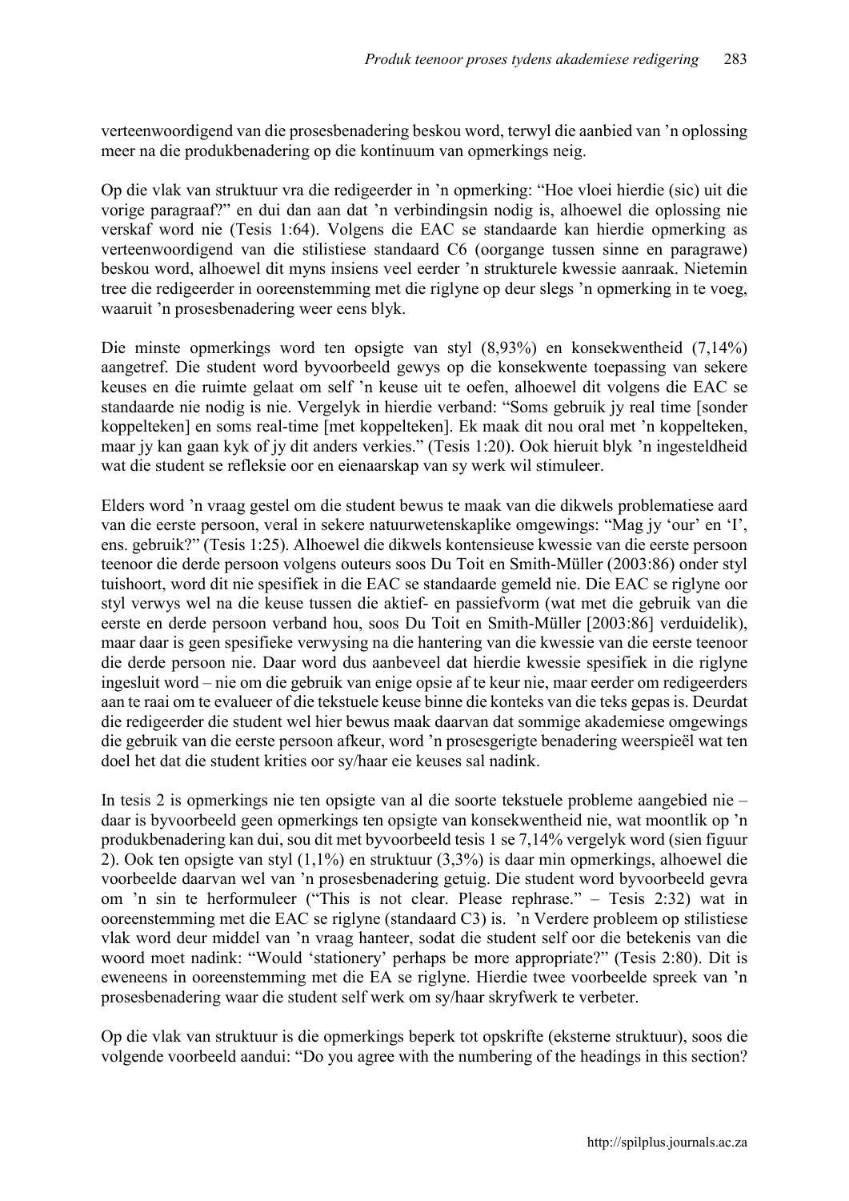verteenwoordigend van die prosesbenadering beskou word, terwyl die aanbied van 'n oplossing meer na die produkbenadering op die kontinuum van opmerkings neig.

Op die vlak van struktuur vra die redigeerder in 'n opmerking: "Hoe vloei hierdie (sic) uit die vorige paragraaf?" en dui dan aan dat 'n verbindingsin nodig is, alhoewel die oplossing nie verskaf word nie (Tesis 1:64). Volgens die EAC se standaarde kan hierdie opmerking as verteenwoordigend van die stilistiese standaard C6 (oorgange tussen sinne en paragrawe) beskou word, alhoewel dit myns insiens veel eerder 'n strukturele kwessie aanraak. Nietemin tree die redigeerder in ooreenstemming met die riglyne op deur slegs 'n opmerking in te voeg, waaruit 'n prosesbenadering weer eens blyk.

Die minste opmerkings word ten opsigte van styl (8,93%) en konsekwentheid (7,14%) aangetref. Die student word byvoorbeeld gewys op die konsekwente toepassing van sekere keuses en die ruimte gelaat om self 'n keuse uit te oefen, alhoewel dit volgens die EAC se standaarde nie nodig is nie. Vergelyk in hierdie verband: "Soms gebruik jy real time [sonder koppelteken] en soms real-time [met koppelteken]. Ek maak dit nou oral met 'n koppelteken, maar jy kan gaan kyk of jy dit anders verkies." (Tesis 1:20). Ook hieruit blyk 'n ingesteldheid wat die student se refleksie oor en eienaarskap van sy werk wil stimuleer.

Elders word 'n vraag gestel om die student bewus te maak van die dikwels problematiese aard van die eerste persoon, veral in sekere natuurwetenskaplike omgewings: "Mag jy 'our' en 'I', ens. gebruik?" (Tesis 1:25). Alhoewel die dikwels kontensieuse kwessie van die eerste persoon teenoor die derde persoon volgens outeurs soos Du Toit en Smith-Müller (2003:86) onder styl tuishoort, word dit nie spesifiek in die EAC se standaarde gemeld nie. Die EAC se riglyne oor styl verwys wel na die keuse tussen die aktief- en passiefvorm (wat met die gebruik van die eerste en derde persoon verband hou, soos Du Toit en Smith-Müller [2003:86] verduidelik), maar daar is geen spesifieke verwysing na die hantering van die kwessie van die eerste teenoor die derde persoon nie. Daar word dus aanbeveel dat hierdie kwessie spesifiek in die riglyne ingesluit word – nie om die gebruik van enige opsie af te keur nie, maar eerder om redigeerders aan te raai om te evalueer of die tekstuele keuse binne die konteks van die teks gepas is. Deurdat die redigeerder die student wel hier bewus maak daarvan dat sommige akademiese omgewings die gebruik van die eerste persoon afkeur, word 'n prosesgerigte benadering weerspieël wat ten doel het dat die student krities oor sy/haar eie keuses sal nadink.

In tesis 2 is opmerkings nie ten opsigte van al die soorte tekstuele probleme aangebied nie – daar is byvoorbeeld geen opmerkings ten opsigte van konsekwentheid nie, wat moontlik op 'n produkbenadering kan dui, sou dit met byvoorbeeld tesis 1 se 7,14% vergelyk word (sien figuur 2). Ook ten opsigte van styl (1,1%) en struktuur (3,3%) is daar min opmerkings, alhoewel die voorbeelde daarvan wel van 'n prosesbenadering getuig. Die student word byvoorbeeld gevra om 'n sin te herformuleer ("This is not clear. Please rephrase." – Tesis 2:32) wat in ooreenstemming met die EAC se riglyne (standaard C3) is. 'n Verdere probleem op stilistiese vlak word deur middel van 'n vraag hanteer, sodat die student self oor die betekenis van die woord moet nadink: "Would 'stationery' perhaps be more appropriate?" (Tesis 2:80). Dit is eweneens in ooreenstemming met die EA se riglyne. Hierdie twee voorbeelde spreek van 'n prosesbenadering waar die student self werk om sy/haar skryfwerk te verbeter.

Op die vlak van struktuur is die opmerkings beperk tot opskrifte (eksterne struktuur), soos die volgende voorbeeld aandui: "Do you agree with the numbering of the headings in this section?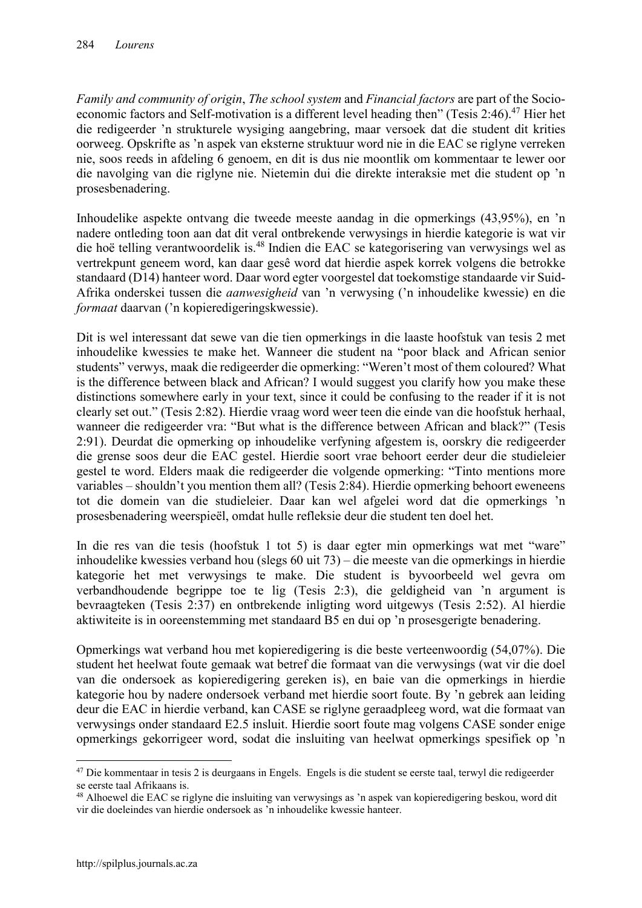*Family and community of origin*, *The school system* and *Financial factors* are part of the Socio-economic factors and Self-motivation is a different level heading then" (Tesis 2:46).[47] Hier het die redigeerder 'n strukturele wysiging aangebring, maar versoek dat die student dit krities oorweeg. Opskrifte as 'n aspek van eksterne struktuur word nie in die EAC se riglyne verreken nie, soos reeds in afdeling 6 genoem, en dit is dus nie moontlik om kommentaar te lewer oor die navolging van die riglyne nie. Nietemin dui die direkte interaksie met die student op 'n prosesbenadering.

Inhoudelike aspekte ontvang die tweede meeste aandag in die opmerkings (43,95%), en 'n nadere ontleding toon aan dat dit veral ontbrekende verwysings in hierdie kategorie is wat vir die hoë telling verantwoordelik is.[48] Indien die EAC se kategorisering van verwysings wel as vertrekpunt geneem word, kan daar gesê word dat hierdie aspek korrek volgens die betrokke standaard (D14) hanteer word. Daar word egter voorgestel dat toekomstige standaarde vir Suid-Afrika onderskei tussen die *aanwesigheid* van 'n verwysing ('n inhoudelike kwessie) en die *formaat* daarvan ('n kopieredigeringskwessie).

Dit is wel interessant dat sewe van die tien opmerkings in die laaste hoofstuk van tesis 2 met inhoudelike kwessies te make het. Wanneer die student na "poor black and African senior students" verwys, maak die redigeerder die opmerking: "Weren't most of them coloured? What is the difference between black and African? I would suggest you clarify how you make these distinctions somewhere early in your text, since it could be confusing to the reader if it is not clearly set out." (Tesis 2:82). Hierdie vraag word weer teen die einde van die hoofstuk herhaal, wanneer die redigeerder vra: "But what is the difference between African and black?" (Tesis 2:91). Deurdat die opmerking op inhoudelike verfyning afgestem is, oorskry die redigeerder die grense soos deur die EAC gestel. Hierdie soort vrae behoort eerder deur die studieleier gestel te word. Elders maak die redigeerder die volgende opmerking: "Tinto mentions more variables – shouldn't you mention them all? (Tesis 2:84). Hierdie opmerking behoort eweneens tot die domein van die studieleier. Daar kan wel afgelei word dat die opmerkings 'n prosesbenadering weerspieël, omdat hulle refleksie deur die student ten doel het.

In die res van die tesis (hoofstuk 1 tot 5) is daar egter min opmerkings wat met "ware" inhoudelike kwessies verband hou (slegs 60 uit 73) – die meeste van die opmerkings in hierdie kategorie het met verwysings te make. Die student is byvoorbeeld wel gevra om verbandhoudende begrippe toe te lig (Tesis 2:3), die geldigheid van 'n argument is bevraagteken (Tesis 2:37) en ontbrekende inligting word uitgewys (Tesis 2:52). Al hierdie aktiwiteite is in ooreenstemming met standaard B5 en dui op 'n prosesgerigte benadering.

Opmerkings wat verband hou met kopieredigering is die beste verteenwoordig (54,07%). Die student het heelwat foute gemaak wat betref die formaat van die verwysings (wat vir die doel van die ondersoek as kopieredigering gereken is), en baie van die opmerkings in hierdie kategorie hou by nadere ondersoek verband met hierdie soort foute. By 'n gebrek aan leiding deur die EAC in hierdie verband, kan CASE se riglyne geraadpleeg word, wat die formaat van verwysings onder standaard E2.5 insluit. Hierdie soort foute mag volgens CASE sonder enige opmerkings gekorrigeer word, sodat die insluiting van heelwat opmerkings spesifiek op 'n

---

[47] Die kommentaar in tesis 2 is deurgaans in Engels. Engels is die student se eerste taal, terwyl die redigeerder se eerste taal Afrikaans is.

[48] Alhoewel die EAC se riglyne die insluiting van verwysings as 'n aspek van kopieredigering beskou, word dit vir die doeleindes van hierdie ondersoek as 'n inhoudelike kwessie hanteer.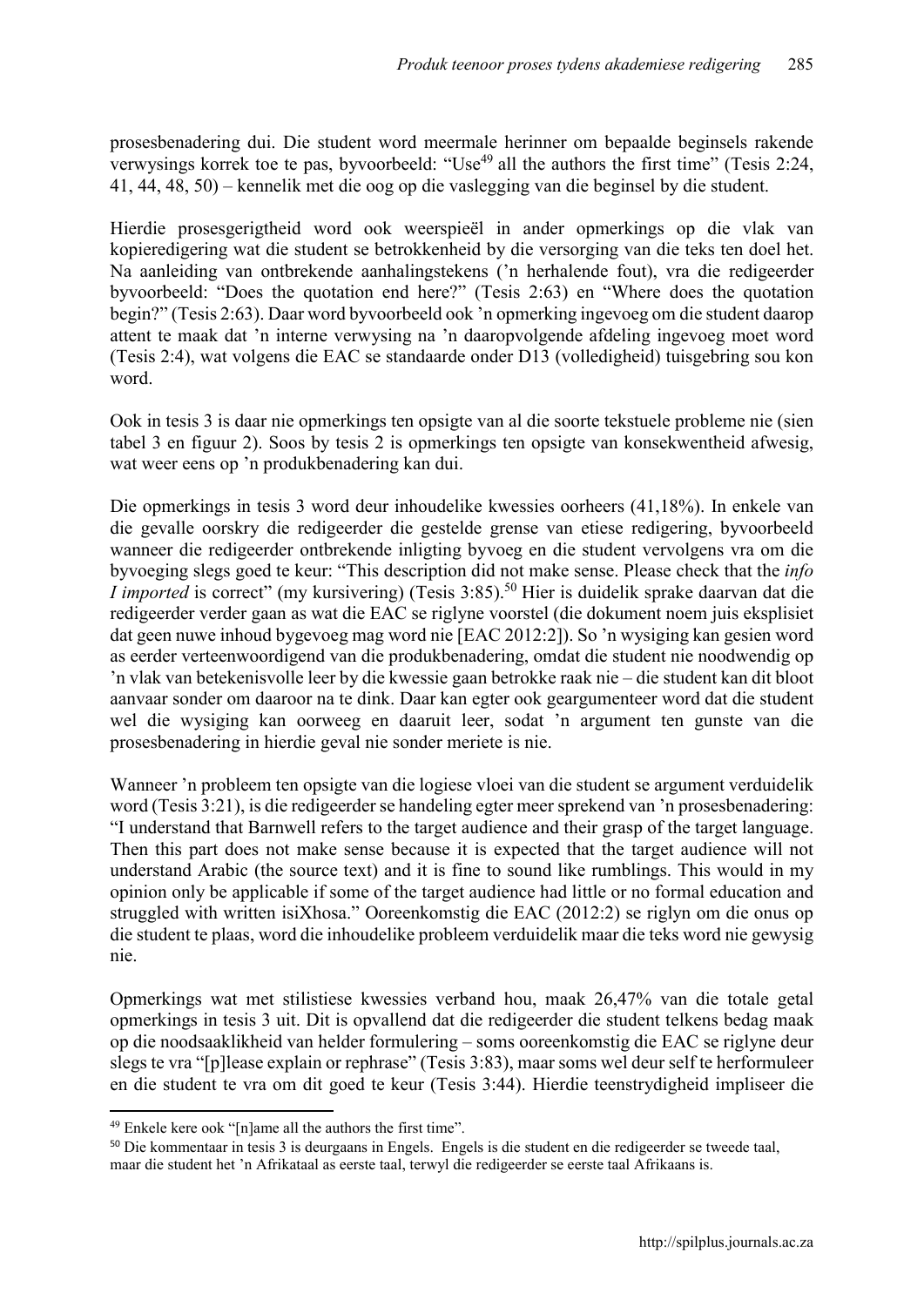prosesbenadering dui. Die student word meermale herinner om bepaalde beginsels rakende verwysings korrek toe te pas, byvoorbeeld: "Use[49] all the authors the first time" (Tesis 2:24, 41, 44, 48, 50) – kennelik met die oog op die vaslegging van die beginsel by die student.

Hierdie prosesgerigtheid word ook weerspieël in ander opmerkings op die vlak van kopieredigering wat die student se betrokkenheid by die versorging van die teks ten doel het. Na aanleiding van ontbrekende aanhalingstekens ('n herhalende fout), vra die redigeerder byvoorbeeld: "Does the quotation end here?" (Tesis 2:63) en "Where does the quotation begin?" (Tesis 2:63). Daar word byvoorbeeld ook 'n opmerking ingevoeg om die student daarop attent te maak dat 'n interne verwysing na 'n daaropvolgende afdeling ingevoeg moet word (Tesis 2:4), wat volgens die EAC se standaarde onder D13 (volledigheid) tuisgebring sou kon word.

Ook in tesis 3 is daar nie opmerkings ten opsigte van al die soorte tekstuele probleme nie (sien tabel 3 en figuur 2). Soos by tesis 2 is opmerkings ten opsigte van konsekwentheid afwesig, wat weer eens op 'n produkbenadering kan dui.

Die opmerkings in tesis 3 word deur inhoudelike kwessies oorheers (41,18%). In enkele van die gevalle oorskry die redigeerder die gestelde grense van etiese redigering, byvoorbeeld wanneer die redigeerder ontbrekende inligting byvoeg en die student vervolgens vra om die byvoeging slegs goed te keur: "This description did not make sense. Please check that the *info I imported* is correct" (my kursivering) (Tesis 3:85).[50] Hier is duidelik sprake daarvan dat die redigeerder verder gaan as wat die EAC se riglyne voorstel (die dokument noem juis eksplisiet dat geen nuwe inhoud bygevoeg mag word nie [EAC 2012:2]). So 'n wysiging kan gesien word as eerder verteenwoordigend van die produkbenadering, omdat die student nie noodwendig op 'n vlak van betekenisvolle leer by die kwessie gaan betrokke raak nie – die student kan dit bloot aanvaar sonder om daaroor na te dink. Daar kan egter ook geargumenteer word dat die student wel die wysiging kan oorweeg en daaruit leer, sodat 'n argument ten gunste van die prosesbenadering in hierdie geval nie sonder meriete is nie.

Wanneer 'n probleem ten opsigte van die logiese vloei van die student se argument verduidelik word (Tesis 3:21), is die redigeerder se handeling egter meer sprekend van 'n prosesbenadering: "I understand that Barnwell refers to the target audience and their grasp of the target language. Then this part does not make sense because it is expected that the target audience will not understand Arabic (the source text) and it is fine to sound like rumblings. This would in my opinion only be applicable if some of the target audience had little or no formal education and struggled with written isiXhosa." Ooreenkomstig die EAC (2012:2) se riglyn om die onus op die student te plaas, word die inhoudelike probleem verduidelik maar die teks word nie gewysig nie.

Opmerkings wat met stilistiese kwessies verband hou, maak 26,47% van die totale getal opmerkings in tesis 3 uit. Dit is opvallend dat die redigeerder die student telkens bedag maak op die noodsaaklikheid van helder formulering – soms ooreenkomstig die EAC se riglyne deur slegs te vra "[p]lease explain or rephrase" (Tesis 3:83), maar soms wel deur self te herformuleer en die student te vra om dit goed te keur (Tesis 3:44). Hierdie teenstrydigheid impliseer die

[49] Enkele kere ook "[n]ame all the authors the first time".

[50] Die kommentaar in tesis 3 is deurgaans in Engels. Engels is die student en die redigeerder se tweede taal, maar die student het 'n Afrikataal as eerste taal, terwyl die redigeerder se eerste taal Afrikaans is.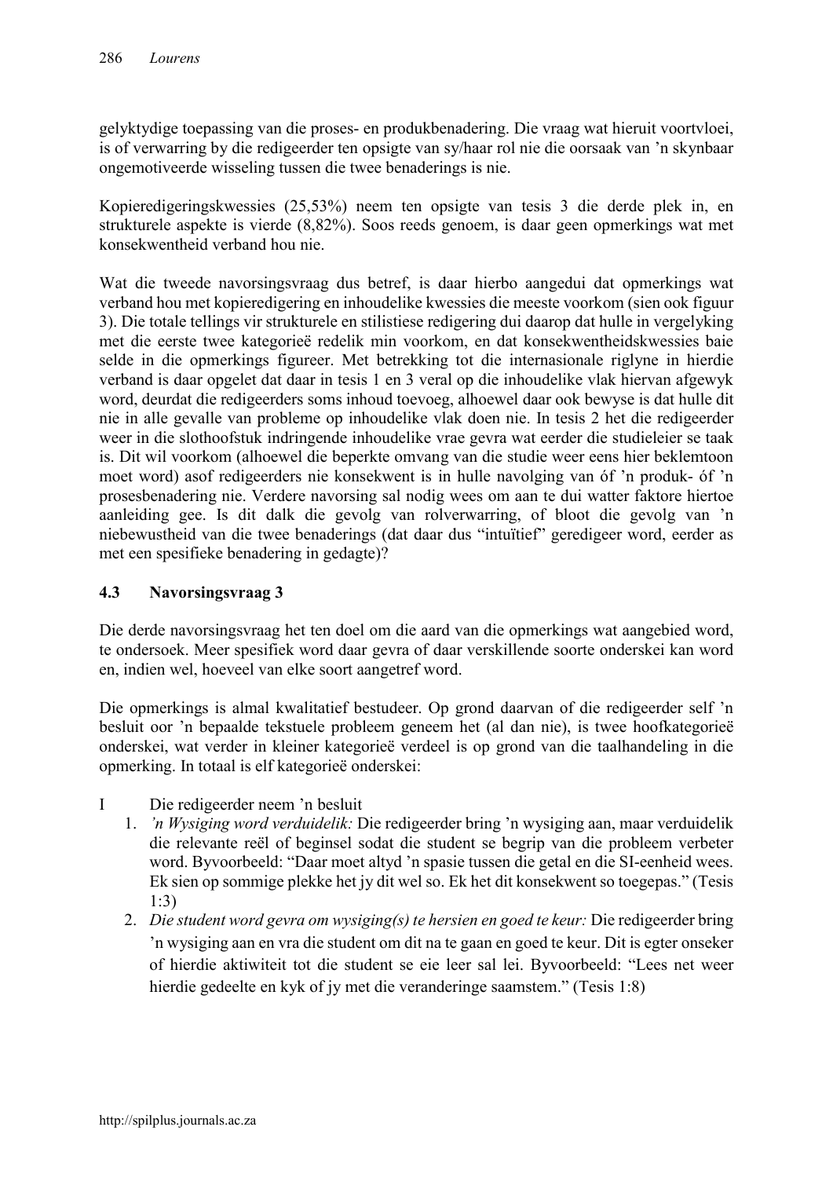gelyktydige toepassing van die proses- en produkbenadering. Die vraag wat hieruit voortvloei, is of verwarring by die redigeerder ten opsigte van sy/haar rol nie die oorsaak van 'n skynbaar ongemotiveerde wisseling tussen die twee benaderings is nie.

Kopieredigeringskwessies (25,53%) neem ten opsigte van tesis 3 die derde plek in, en strukturele aspekte is vierde (8,82%). Soos reeds genoem, is daar geen opmerkings wat met konsekwentheid verband hou nie.

Wat die tweede navorsingsvraag dus betref, is daar hierbo aangedui dat opmerkings wat verband hou met kopieredigering en inhoudelike kwessies die meeste voorkom (sien ook figuur 3). Die totale tellings vir strukturele en stilistiese redigering dui daarop dat hulle in vergelyking met die eerste twee kategorieë redelik min voorkom, en dat konsekwentheidskwessies baie selde in die opmerkings figureer. Met betrekking tot die internasionale riglyne in hierdie verband is daar opgelet dat daar in tesis 1 en 3 veral op die inhoudelike vlak hiervan afgewyk word, deurdat die redigeerders soms inhoud toevoeg, alhoewel daar ook bewyse is dat hulle dit nie in alle gevalle van probleme op inhoudelike vlak doen nie. In tesis 2 het die redigeerder weer in die slothoofstuk indringende inhoudelike vrae gevra wat eerder die studieleier se taak is. Dit wil voorkom (alhoewel die beperkte omvang van die studie weer eens hier beklemtoon moet word) asof redigeerders nie konsekwent is in hulle navolging van óf 'n produk- óf 'n prosesbenadering nie. Verdere navorsing sal nodig wees om aan te dui watter faktore hiertoe aanleiding gee. Is dit dalk die gevolg van rolverwarring, of bloot die gevolg van 'n niebewustheid van die twee benaderings (dat daar dus "intuïtief" geredigeer word, eerder as met een spesifieke benadering in gedagte)?

### 4.3 Navorsingsvraag 3

Die derde navorsingsvraag het ten doel om die aard van die opmerkings wat aangebied word, te ondersoek. Meer spesifiek word daar gevra of daar verskillende soorte onderskei kan word en, indien wel, hoeveel van elke soort aangetref word.

Die opmerkings is almal kwalitatief bestudeer. Op grond daarvan of die redigeerder self 'n besluit oor 'n bepaalde tekstuele probleem geneem het (al dan nie), is twee hoofkategorieë onderskei, wat verder in kleiner kategorieë verdeel is op grond van die taalhandeling in die opmerking. In totaal is elf kategorieë onderskei:

I Die redigeerder neem 'n besluit

1. *'n Wysiging word verduidelik:* Die redigeerder bring 'n wysiging aan, maar verduidelik die relevante reël of beginsel sodat die student se begrip van die probleem verbeter word. Byvoorbeeld: "Daar moet altyd 'n spasie tussen die getal en die SI-eenheid wees. Ek sien op sommige plekke het jy dit wel so. Ek het dit konsekwent so toegepas." (Tesis 1:3)
2. *Die student word gevra om wysiging(s) te hersien en goed te keur:* Die redigeerder bring 'n wysiging aan en vra die student om dit na te gaan en goed te keur. Dit is egter onseker of hierdie aktiwiteit tot die student se eie leer sal lei. Byvoorbeeld: "Lees net weer hierdie gedeelte en kyk of jy met die veranderinge saamstem." (Tesis 1:8)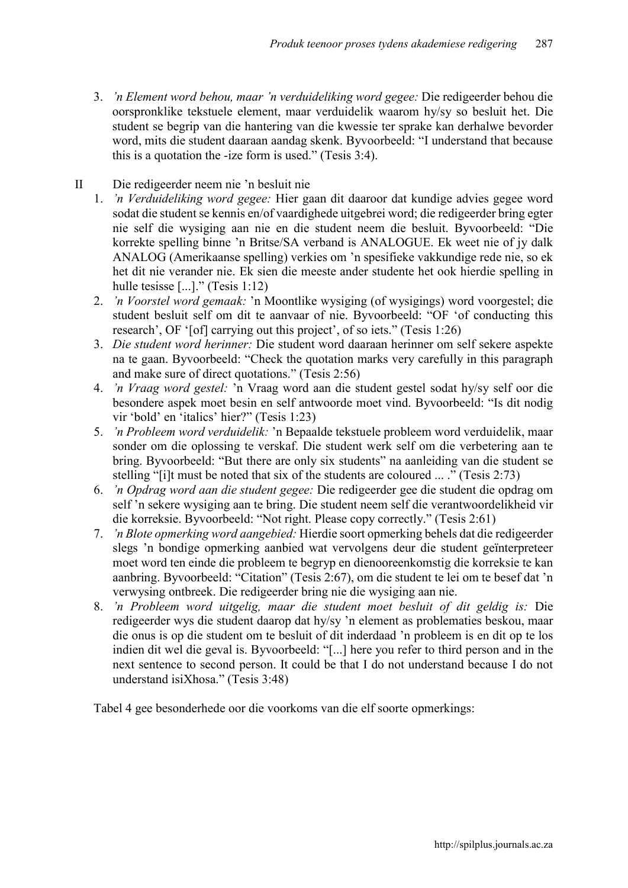3. *'n Element word behou, maar 'n verduideliking word gegee:* Die redigeerder behou die oorspronklike tekstuele element, maar verduidelik waarom hy/sy so besluit het. Die student se begrip van die hantering van die kwessie ter sprake kan derhalwe bevorder word, mits die student daaraan aandag skenk. Byvoorbeeld: "I understand that because this is a quotation the -ize form is used." (Tesis 3:4).

II Die redigeerder neem nie 'n besluit nie

1. *'n Verduideliking word gegee:* Hier gaan dit daaroor dat kundige advies gegee word sodat die student se kennis en/of vaardighede uitgebrei word; die redigeerder bring egter nie self die wysiging aan nie en die student neem die besluit. Byvoorbeeld: "Die korrekte spelling binne 'n Britse/SA verband is ANALOGUE. Ek weet nie of jy dalk ANALOG (Amerikaanse spelling) verkies om 'n spesifieke vakkundige rede nie, so ek het dit nie verander nie. Ek sien die meeste ander studente het ook hierdie spelling in hulle tesisse [...]." (Tesis 1:12)
2. *'n Voorstel word gemaak:* 'n Moontlike wysiging (of wysigings) word voorgestel; die student besluit self om dit te aanvaar of nie. Byvoorbeeld: "OF 'of conducting this research', OF '[of] carrying out this project', of so iets." (Tesis 1:26)
3. *Die student word herinner:* Die student word daaraan herinner om self sekere aspekte na te gaan. Byvoorbeeld: "Check the quotation marks very carefully in this paragraph and make sure of direct quotations." (Tesis 2:56)
4. *'n Vraag word gestel:* 'n Vraag word aan die student gestel sodat hy/sy self oor die besondere aspek moet besin en self antwoorde moet vind. Byvoorbeeld: "Is dit nodig vir 'bold' en 'italics' hier?" (Tesis 1:23)
5. *'n Probleem word verduidelik:* 'n Bepaalde tekstuele probleem word verduidelik, maar sonder om die oplossing te verskaf. Die student werk self om die verbetering aan te bring. Byvoorbeeld: "But there are only six students" na aanleiding van die student se stelling "[i]t must be noted that six of the students are coloured ... ." (Tesis 2:73)
6. *'n Opdrag word aan die student gegee:* Die redigeerder gee die student die opdrag om self 'n sekere wysiging aan te bring. Die student neem self die verantwoordelikheid vir die korreksie. Byvoorbeeld: "Not right. Please copy correctly." (Tesis 2:61)
7. *'n Blote opmerking word aangebied:* Hierdie soort opmerking behels dat die redigeerder slegs 'n bondige opmerking aanbied wat vervolgens deur die student geïnterpreteer moet word ten einde die probleem te begryp en dienooreenkomstig die korreksie te kan aanbring. Byvoorbeeld: "Citation" (Tesis 2:67), om die student te lei om te besef dat 'n verwysing ontbreek. Die redigeerder bring nie die wysiging aan nie.
8. *'n Probleem word uitgelig, maar die student moet besluit of dit geldig is:* Die redigeerder wys die student daarop dat hy/sy 'n element as problematies beskou, maar die onus is op die student om te besluit of dit inderdaad 'n probleem is en dit op te los indien dit wel die geval is. Byvoorbeeld: "[...] here you refer to third person and in the next sentence to second person. It could be that I do not understand because I do not understand isiXhosa." (Tesis 3:48)

Tabel 4 gee besonderhede oor die voorkoms van die elf soorte opmerkings: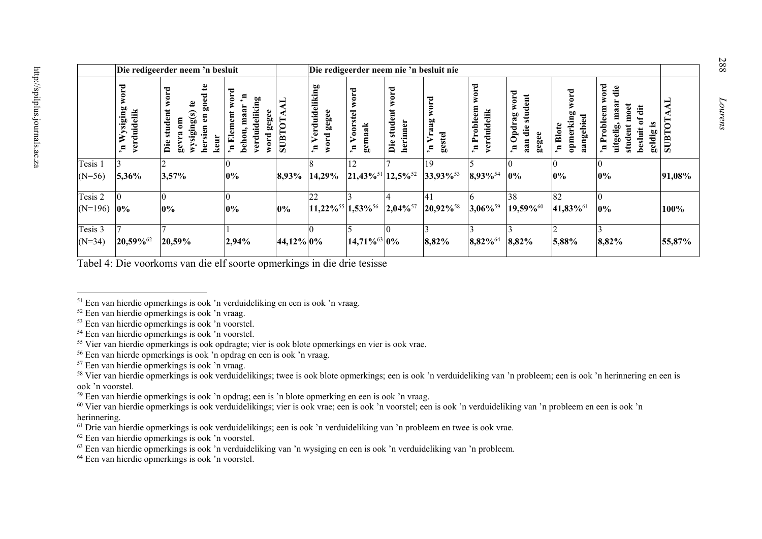| | Die redigeerder neem 'n besluit | | | | Die redigeerder neem nie 'n besluit nie | | | | | | | | |
|---|---|---|---|---|---|---|---|---|---|---|---|---|---|
| | 'n Wysiging word verduidelik | Die student word gevra om wysiging(s) te hersien en goed te keur | 'n Element word behou, maar 'n verduideliking word gegee | SUBTOTAAL | 'n Verduideliking word gegee | 'n Voorstel word gemaak | Die student word herinner | 'n Vraag word gestel | 'n Probleem word verduidelik | 'n Opdrag word aan die student gegee | 'n Blote opmerking word aangebied | 'n Probleem word uitgelig, maar die student moet besluit of dit geldig is | SUBTOTAAL |
| Tesis 1 (N=56) | 3 **5,36%** | 2 **3,57%** | 0 **0%** | **8,93%** | 8 **14,29%** | 12 **21,43%**[51] | 7 **12,5%**[52] | 19 **33,93%**[53] | 5 **8,93%**[54] | 0 **0%** | 0 **0%** | 0 **0%** | **91,08%** |
| Tesis 2 (N=196) | 0 **0%** | 0 **0%** | 0 **0%** | **0%** | 22 **11,22%**[55] | 3 **1,53%**[56] | 4 **2,04%**[57] | 41 **20,92%**[58] | 6 **3,06%**[59] | 38 **19,59%**[60] | 82 **41,83%**[61] | 0 **0%** | **100%** |
| Tesis 3 (N=34) | 7 **20,59%**[62] | 7 **20,59%** | 1 **2,94%** | **44,12%** | 0 **0%** | 5 **14,71%**[63] | 0 **0%** | 3 **8,82%** | 3 **8,82%**[64] | 3 **8,82%** | 2 **5,88%** | 3 **8,82%** | **55,87%** |

Tabel 4: Die voorkoms van die elf soorte opmerkings in die drie tesisse

---

[51] Een van hierdie opmerkings is ook 'n verduideliking en een is ook 'n vraag.

[52] Een van hierdie opmerkings is ook 'n vraag.

[53] Een van hierdie opmerkings is ook 'n voorstel.

[54] Een van hierdie opmerkings is ook 'n voorstel.

[55] Vier van hierdie opmerkings is ook opdragte; vier is ook blote opmerkings en vier is ook vrae.

[56] Een van hierde opmerkings is ook 'n opdrag en een is ook 'n vraag.

[57] Een van hierdie opmerkings is ook 'n vraag.

[58] Vier van hierdie opmerkings is ook verduidelikings; twee is ook blote opmerkings; een is ook 'n verduideliking van 'n probleem; een is ook 'n herinnering en een is ook 'n voorstel.

[59] Een van hierdie opmerkings is ook 'n opdrag; een is 'n blote opmerking en een is ook 'n vraag.

[60] Vier van hierdie opmerkings is ook verduidelikings; vier is ook vrae; een is ook 'n voorstel; een is ook 'n verduideliking van 'n probleem en een is ook 'n herinnering.

[61] Drie van hierdie opmerkings is ook verduidelikings; een is ook 'n verduideliking van 'n probleem en twee is ook vrae.

[62] Een van hierdie opmerkings is ook 'n voorstel.

[63] Een van hierdie opmerkings is ook 'n verduideliking van 'n wysiging en een is ook 'n verduideliking van 'n probleem.

[64] Een van hierdie opmerkings is ook 'n voorstel.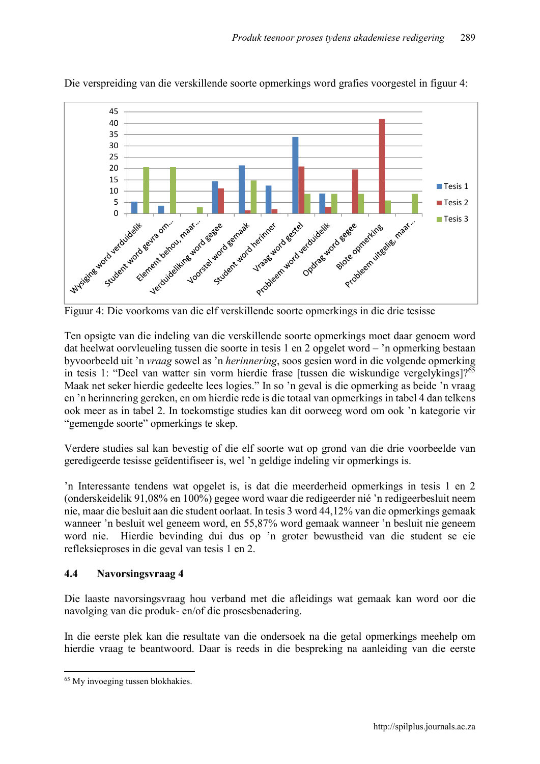Die verspreiding van die verskillende soorte opmerkings word grafies voorgestel in figuur 4:

Figuur 4: Die voorkoms van die elf verskillende soorte opmerkings in die drie tesisse

Ten opsigte van die indeling van die verskillende soorte opmerkings moet daar genoem word dat heelwat oorvleueling tussen die soorte in tesis 1 en 2 opgelet word – ’n opmerking bestaan byvoorbeeld uit ’n *vraag* sowel as ’n *herinnering*, soos gesien word in die volgende opmerking in tesis 1: “Deel van watter sin vorm hierdie frase [tussen die wiskundige vergelykings]?[65] Maak net seker hierdie gedeelte lees logies.” In so ’n geval is die opmerking as beide ’n vraag en ’n herinnering gereken, en om hierdie rede is die totaal van opmerkings in tabel 4 dan telkens ook meer as in tabel 2. In toekomstige studies kan dit oorweeg word om ook ’n kategorie vir “gemengde soorte” opmerkings te skep.

Verdere studies sal kan bevestig of die elf soorte wat op grond van die drie voorbeelde van geredigeerde tesisse geïdentifiseer is, wel ’n geldige indeling vir opmerkings is.

’n Interessante tendens wat opgelet is, is dat die meerderheid opmerkings in tesis 1 en 2 (onderskeidelik 91,08% en 100%) gegee word waar die redigeerder nié ’n redigeerbesluit neem nie, maar die besluit aan die student oorlaat. In tesis 3 word 44,12% van die opmerkings gemaak wanneer ’n besluit wel geneem word, en 55,87% word gemaak wanneer ’n besluit nie geneem word nie. Hierdie bevinding dui dus op ’n groter bewustheid van die student se eie refleksieproses in die geval van tesis 1 en 2.

### 4.4 Navorsingsvraag 4

Die laaste navorsingsvraag hou verband met die afleidings wat gemaak kan word oor die navolging van die produk- en/of die prosesbenadering.

In die eerste plek kan die resultate van die ondersoek na die getal opmerkings meehelp om hierdie vraag te beantwoord. Daar is reeds in die bespreking na aanleiding van die eerste

[65] My invoeging tussen blokhakies.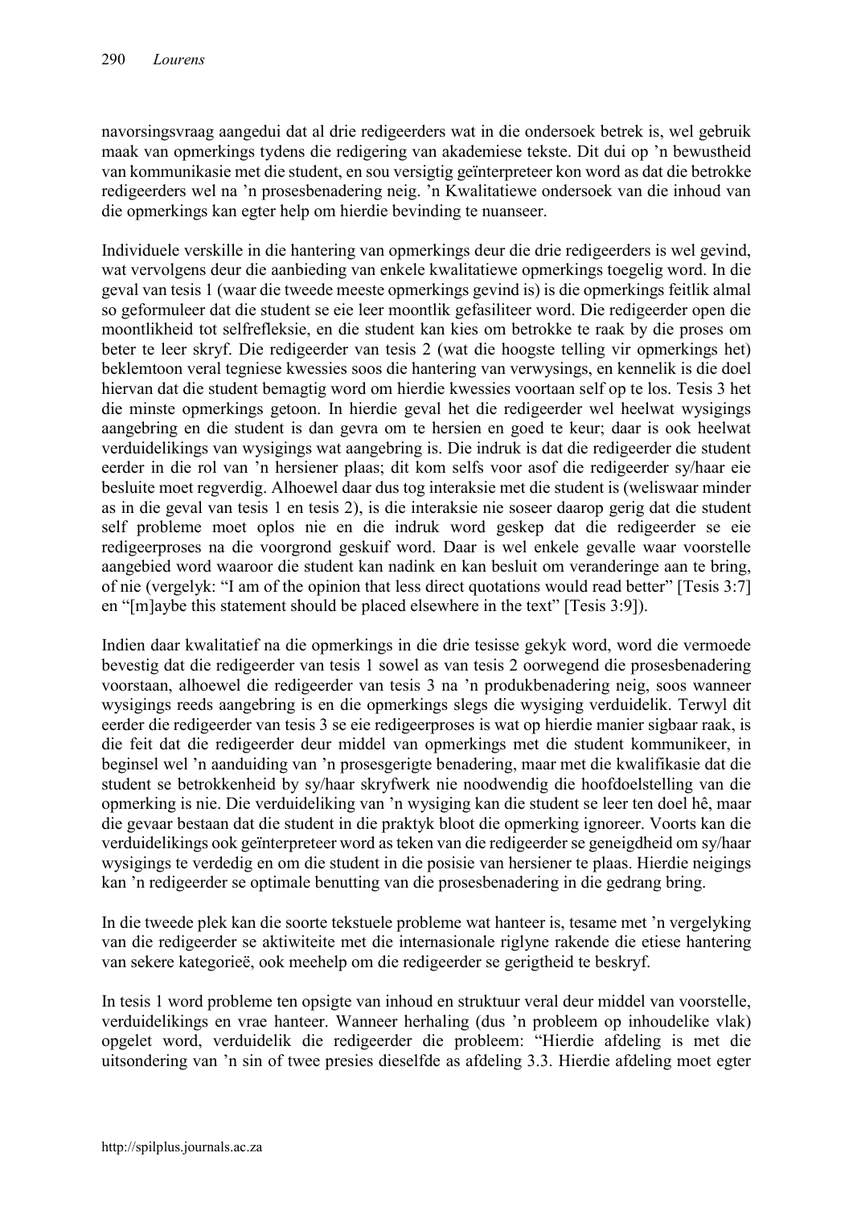navorsingsvraag aangedui dat al drie redigeerders wat in die ondersoek betrek is, wel gebruik maak van opmerkings tydens die redigering van akademiese tekste. Dit dui op 'n bewustheid van kommunikasie met die student, en sou versigtig geïnterpreteer kon word as dat die betrokke redigeerders wel na 'n prosesbenadering neig. 'n Kwalitatiewe ondersoek van die inhoud van die opmerkings kan egter help om hierdie bevinding te nuanseer.

Individuele verskille in die hantering van opmerkings deur die drie redigeerders is wel gevind, wat vervolgens deur die aanbieding van enkele kwalitatiewe opmerkings toegelig word. In die geval van tesis 1 (waar die tweede meeste opmerkings gevind is) is die opmerkings feitlik almal so geformuleer dat die student se eie leer moontlik gefasiliteer word. Die redigeerder open die moontlikheid tot selfrefleksie, en die student kan kies om betrokke te raak by die proses om beter te leer skryf. Die redigeerder van tesis 2 (wat die hoogste telling vir opmerkings het) beklemtoon veral tegniese kwessies soos die hantering van verwysings, en kennelik is die doel hiervan dat die student bemagtig word om hierdie kwessies voortaan self op te los. Tesis 3 het die minste opmerkings getoon. In hierdie geval het die redigeerder wel heelwat wysigings aangebring en die student is dan gevra om te hersien en goed te keur; daar is ook heelwat verduidelikings van wysigings wat aangebring is. Die indruk is dat die redigeerder die student eerder in die rol van 'n hersiener plaas; dit kom selfs voor asof die redigeerder sy/haar eie besluite moet regverdig. Alhoewel daar dus tog interaksie met die student is (weliswaar minder as in die geval van tesis 1 en tesis 2), is die interaksie nie soseer daarop gerig dat die student self probleme moet oplos nie en die indruk word geskep dat die redigeerder se eie redigeerproses na die voorgrond geskuif word. Daar is wel enkele gevalle waar voorstelle aangebied word waaroor die student kan nadink en kan besluit om veranderinge aan te bring, of nie (vergelyk: "I am of the opinion that less direct quotations would read better" [Tesis 3:7] en "[m]aybe this statement should be placed elsewhere in the text" [Tesis 3:9]).

Indien daar kwalitatief na die opmerkings in die drie tesisse gekyk word, word die vermoede bevestig dat die redigeerder van tesis 1 sowel as van tesis 2 oorwegend die prosesbenadering voorstaan, alhoewel die redigeerder van tesis 3 na 'n produkbenadering neig, soos wanneer wysigings reeds aangebring is en die opmerkings slegs die wysiging verduidelik. Terwyl dit eerder die redigeerder van tesis 3 se eie redigeerproses is wat op hierdie manier sigbaar raak, is die feit dat die redigeerder deur middel van opmerkings met die student kommunikeer, in beginsel wel 'n aanduiding van 'n prosesgerigte benadering, maar met die kwalifikasie dat die student se betrokkenheid by sy/haar skryfwerk nie noodwendig die hoofdoelstelling van die opmerking is nie. Die verduideliking van 'n wysiging kan die student se leer ten doel hê, maar die gevaar bestaan dat die student in die praktyk bloot die opmerking ignoreer. Voorts kan die verduidelikings ook geïnterpreteer word as teken van die redigeerder se geneigdheid om sy/haar wysigings te verdedig en om die student in die posisie van hersiener te plaas. Hierdie neigings kan 'n redigeerder se optimale benutting van die prosesbenadering in die gedrang bring.

In die tweede plek kan die soorte tekstuele probleme wat hanteer is, tesame met 'n vergelyking van die redigeerder se aktiwiteite met die internasionale riglyne rakende die etiese hantering van sekere kategorieë, ook meehelp om die redigeerder se gerigtheid te beskryf.

In tesis 1 word probleme ten opsigte van inhoud en struktuur veral deur middel van voorstelle, verduidelikings en vrae hanteer. Wanneer herhaling (dus 'n probleem op inhoudelike vlak) opgelet word, verduidelik die redigeerder die probleem: "Hierdie afdeling is met die uitsondering van 'n sin of twee presies dieselfde as afdeling 3.3. Hierdie afdeling moet egter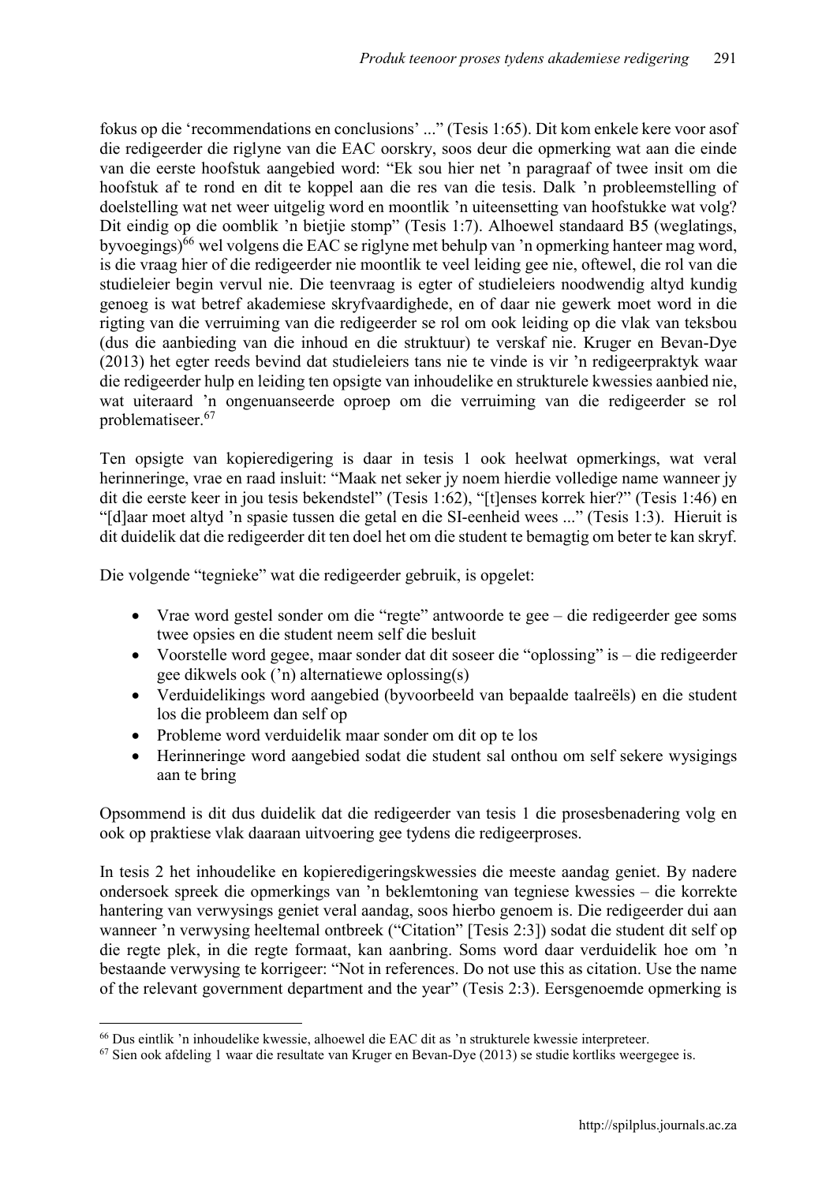fokus op die 'recommendations en conclusions' ..." (Tesis 1:65). Dit kom enkele kere voor asof die redigeerder die riglyne van die EAC oorskry, soos deur die opmerking wat aan die einde van die eerste hoofstuk aangebied word: "Ek sou hier net 'n paragraaf of twee insit om die hoofstuk af te rond en dit te koppel aan die res van die tesis. Dalk 'n probleemstelling of doelstelling wat net weer uitgelig word en moontlik 'n uiteensetting van hoofstukke wat volg? Dit eindig op die oomblik 'n bietjie stomp" (Tesis 1:7). Alhoewel standaard B5 (weglatings, byvoegings)[66] wel volgens die EAC se riglyne met behulp van 'n opmerking hanteer mag word, is die vraag hier of die redigeerder nie moontlik te veel leiding gee nie, oftewel, die rol van die studieleier begin vervul nie. Die teenvraag is egter of studieleiers noodwendig altyd kundig genoeg is wat betref akademiese skryfvaardighede, en of daar nie gewerk moet word in die rigting van die verruiming van die redigeerder se rol om ook leiding op die vlak van teksbou (dus die aanbieding van die inhoud en die struktuur) te verskaf nie. Kruger en Bevan-Dye (2013) het egter reeds bevind dat studieleiers tans nie te vinde is vir 'n redigeerpraktyk waar die redigeerder hulp en leiding ten opsigte van inhoudelike en strukturele kwessies aanbied nie, wat uiteraard 'n ongenuanseerde oproep om die verruiming van die redigeerder se rol problematiseer.[67]

Ten opsigte van kopieredigering is daar in tesis 1 ook heelwat opmerkings, wat veral herinneringe, vrae en raad insluit: "Maak net seker jy noem hierdie volledige name wanneer jy dit die eerste keer in jou tesis bekendstel" (Tesis 1:62), "[t]enses korrek hier?" (Tesis 1:46) en "[d]aar moet altyd 'n spasie tussen die getal en die SI-eenheid wees ..." (Tesis 1:3). Hieruit is dit duidelik dat die redigeerder dit ten doel het om die student te bemagtig om beter te kan skryf.

Die volgende "tegnieke" wat die redigeerder gebruik, is opgelet:

- Vrae word gestel sonder om die "regte" antwoorde te gee – die redigeerder gee soms twee opsies en die student neem self die besluit
- Voorstelle word gegee, maar sonder dat dit soseer die "oplossing" is – die redigeerder gee dikwels ook ('n) alternatiewe oplossing(s)
- Verduidelikings word aangebied (byvoorbeeld van bepaalde taalreëls) en die student los die probleem dan self op
- Probleme word verduidelik maar sonder om dit op te los
- Herinneringe word aangebied sodat die student sal onthou om self sekere wysigings aan te bring

Opsommend is dit dus duidelik dat die redigeerder van tesis 1 die prosesbenadering volg en ook op praktiese vlak daaraan uitvoering gee tydens die redigeerproses.

In tesis 2 het inhoudelike en kopieredigeringskwessies die meeste aandag geniet. By nadere ondersoek spreek die opmerkings van 'n beklemtoning van tegniese kwessies – die korrekte hantering van verwysings geniet veral aandag, soos hierbo genoem is. Die redigeerder dui aan wanneer 'n verwysing heeltemal ontbreek ("Citation" [Tesis 2:3]) sodat die student dit self op die regte plek, in die regte formaat, kan aanbring. Soms word daar verduidelik hoe om 'n bestaande verwysing te korrigeer: "Not in references. Do not use this as citation. Use the name of the relevant government department and the year" (Tesis 2:3). Eersgenoemde opmerking is

[66] Dus eintlik 'n inhoudelike kwessie, alhoewel die EAC dit as 'n strukturele kwessie interpreteer.

[67] Sien ook afdeling 1 waar die resultate van Kruger en Bevan-Dye (2013) se studie kortliks weergegee is.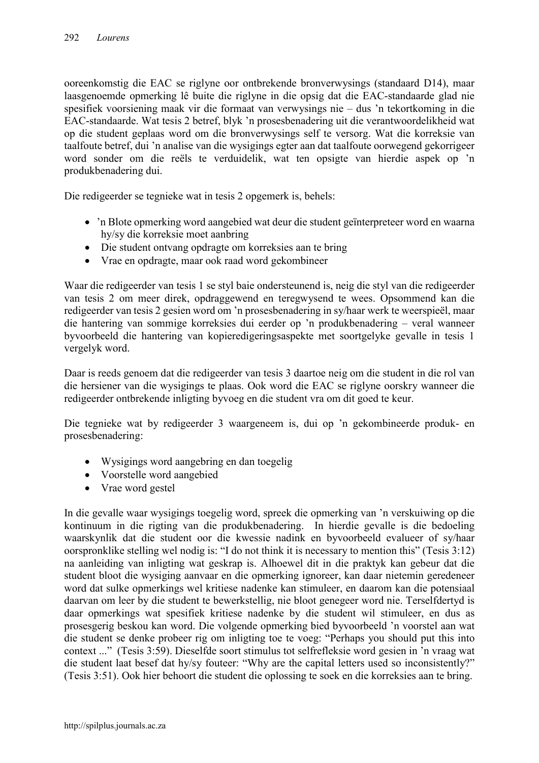ooreenkomstig die EAC se riglyne oor ontbrekende bronverwysings (standaard D14), maar laasgenoemde opmerking lê buite die riglyne in die opsig dat die EAC-standaarde glad nie spesifiek voorsiening maak vir die formaat van verwysings nie – dus 'n tekortkoming in die EAC-standaarde. Wat tesis 2 betref, blyk 'n prosesbenadering uit die verantwoordelikheid wat op die student geplaas word om die bronverwysings self te versorg. Wat die korreksie van taalfoute betref, dui 'n analise van die wysigings egter aan dat taalfoute oorwegend gekorrigeer word sonder om die reëls te verduidelik, wat ten opsigte van hierdie aspek op 'n produkbenadering dui.

Die redigeerder se tegnieke wat in tesis 2 opgemerk is, behels:

- 'n Blote opmerking word aangebied wat deur die student geïnterpreteer word en waarna hy/sy die korreksie moet aanbring
- Die student ontvang opdragte om korreksies aan te bring
- Vrae en opdragte, maar ook raad word gekombineer

Waar die redigeerder van tesis 1 se styl baie ondersteunend is, neig die styl van die redigeerder van tesis 2 om meer direk, opdraggewend en teregwysend te wees. Opsommend kan die redigeerder van tesis 2 gesien word om 'n prosesbenadering in sy/haar werk te weerspieël, maar die hantering van sommige korreksies dui eerder op 'n produkbenadering – veral wanneer byvoorbeeld die hantering van kopieredigeringsaspekte met soortgelyke gevalle in tesis 1 vergelyk word.

Daar is reeds genoem dat die redigeerder van tesis 3 daartoe neig om die student in die rol van die hersiener van die wysigings te plaas. Ook word die EAC se riglyne oorskry wanneer die redigeerder ontbrekende inligting byvoeg en die student vra om dit goed te keur.

Die tegnieke wat by redigeerder 3 waargeneem is, dui op 'n gekombineerde produk- en prosesbenadering:

- Wysigings word aangebring en dan toegelig
- Voorstelle word aangebied
- Vrae word gestel

In die gevalle waar wysigings toegelig word, spreek die opmerking van 'n verskuiwing op die kontinuum in die rigting van die produkbenadering. In hierdie gevalle is die bedoeling waarskynlik dat die student oor die kwessie nadink en byvoorbeeld evalueer of sy/haar oorspronklike stelling wel nodig is: "I do not think it is necessary to mention this" (Tesis 3:12) na aanleiding van inligting wat geskrap is. Alhoewel dit in die praktyk kan gebeur dat die student bloot die wysiging aanvaar en die opmerking ignoreer, kan daar nietemin geredeneer word dat sulke opmerkings wel kritiese nadenke kan stimuleer, en daarom kan die potensiaal daarvan om leer by die student te bewerkstellig, nie bloot genegeer word nie. Terselfdertyd is daar opmerkings wat spesifiek kritiese nadenke by die student wil stimuleer, en dus as prosesgerig beskou kan word. Die volgende opmerking bied byvoorbeeld 'n voorstel aan wat die student se denke probeer rig om inligting toe te voeg: "Perhaps you should put this into context ..." (Tesis 3:59). Dieselfde soort stimulus tot selfrefleksie word gesien in 'n vraag wat die student laat besef dat hy/sy fouteer: "Why are the capital letters used so inconsistently?" (Tesis 3:51). Ook hier behoort die student die oplossing te soek en die korreksies aan te bring.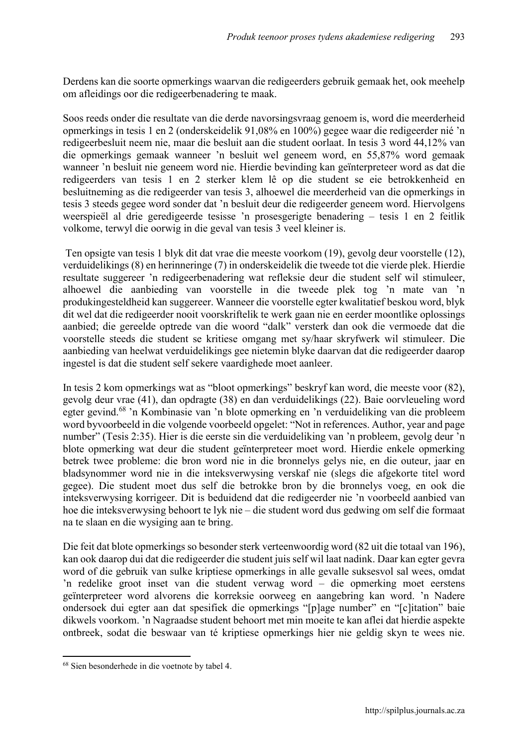Derdens kan die soorte opmerkings waarvan die redigeerders gebruik gemaak het, ook meehelp om afleidings oor die redigeerbenadering te maak.

Soos reeds onder die resultate van die derde navorsingsvraag genoem is, word die meerderheid opmerkings in tesis 1 en 2 (onderskeidelik 91,08% en 100%) gegee waar die redigeerder nié 'n redigeerbesluit neem nie, maar die besluit aan die student oorlaat. In tesis 3 word 44,12% van die opmerkings gemaak wanneer 'n besluit wel geneem word, en 55,87% word gemaak wanneer 'n besluit nie geneem word nie. Hierdie bevinding kan geïnterpreteer word as dat die redigeerders van tesis 1 en 2 sterker klem lê op die student se eie betrokkenheid en besluitneming as die redigeerder van tesis 3, alhoewel die meerderheid van die opmerkings in tesis 3 steeds gegee word sonder dat 'n besluit deur die redigeerder geneem word. Hiervolgens weerspieël al drie geredigeerde tesisse 'n prosesgerigte benadering – tesis 1 en 2 feitlik volkome, terwyl die oorwig in die geval van tesis 3 veel kleiner is.

Ten opsigte van tesis 1 blyk dit dat vrae die meeste voorkom (19), gevolg deur voorstelle (12), verduidelikings (8) en herinneringe (7) in onderskeidelik die tweede tot die vierde plek. Hierdie resultate suggereer 'n redigeerbenadering wat refleksie deur die student self wil stimuleer, alhoewel die aanbieding van voorstelle in die tweede plek tog 'n mate van 'n produkingesteldheid kan suggereer. Wanneer die voorstelle egter kwalitatief beskou word, blyk dit wel dat die redigeerder nooit voorskriftelik te werk gaan nie en eerder moontlike oplossings aanbied; die gereelde optrede van die woord "dalk" versterk dan ook die vermoede dat die voorstelle steeds die student se kritiese omgang met sy/haar skryfwerk wil stimuleer. Die aanbieding van heelwat verduidelikings gee nietemin blyke daarvan dat die redigeerder daarop ingestel is dat die student self sekere vaardighede moet aanleer.

In tesis 2 kom opmerkings wat as "bloot opmerkings" beskryf kan word, die meeste voor (82), gevolg deur vrae (41), dan opdragte (38) en dan verduidelikings (22). Baie oorvleueling word egter gevind.[68] 'n Kombinasie van 'n blote opmerking en 'n verduideliking van die probleem word byvoorbeeld in die volgende voorbeeld opgelet: "Not in references. Author, year and page number" (Tesis 2:35). Hier is die eerste sin die verduideliking van 'n probleem, gevolg deur 'n blote opmerking wat deur die student geïnterpreteer moet word. Hierdie enkele opmerking betrek twee probleme: die bron word nie in die bronnelys gelys nie, en die outeur, jaar en bladsynommer word nie in die inteksverwysing verskaf nie (slegs die afgekorte titel word gegee). Die student moet dus self die betrokke bron by die bronnelys voeg, en ook die inteksverwysing korrigeer. Dit is beduidend dat die redigeerder nie 'n voorbeeld aanbied van hoe die inteksverwysing behoort te lyk nie – die student word dus gedwing om self die formaat na te slaan en die wysiging aan te bring.

Die feit dat blote opmerkings so besonder sterk verteenwoordig word (82 uit die totaal van 196), kan ook daarop dui dat die redigeerder die student juis self wil laat nadink. Daar kan egter gevra word of die gebruik van sulke kriptiese opmerkings in alle gevalle suksesvol sal wees, omdat 'n redelike groot inset van die student verwag word – die opmerking moet eerstens geïnterpreteer word alvorens die korreksie oorweeg en aangebring kan word. 'n Nadere ondersoek dui egter aan dat spesifiek die opmerkings "[p]age number" en "[c]itation" baie dikwels voorkom. 'n Nagraadse student behoort met min moeite te kan aflei dat hierdie aspekte ontbreek, sodat die beswaar van té kriptiese opmerkings hier nie geldig skyn te wees nie.

[68] Sien besonderhede in die voetnote by tabel 4.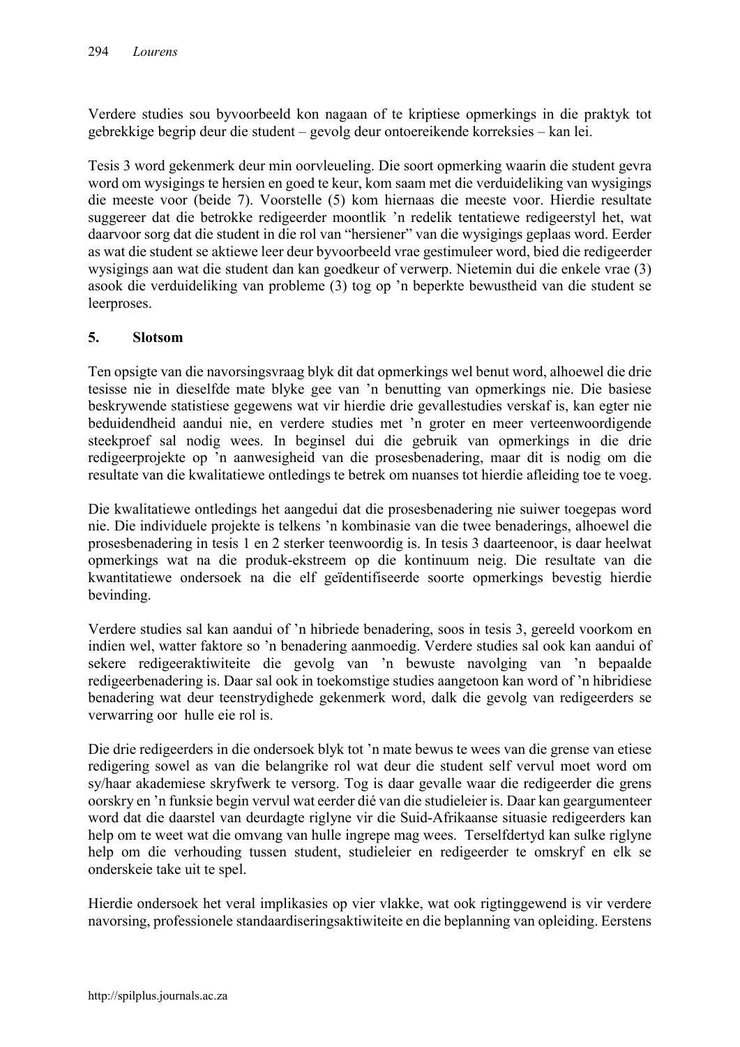Verdere studies sou byvoorbeeld kon nagaan of te kriptiese opmerkings in die praktyk tot gebrekkige begrip deur die student – gevolg deur ontoereikende korreksies – kan lei.

Tesis 3 word gekenmerk deur min oorvleueling. Die soort opmerking waarin die student gevra word om wysigings te hersien en goed te keur, kom saam met die verduideliking van wysigings die meeste voor (beide 7). Voorstelle (5) kom hiernaas die meeste voor. Hierdie resultate suggereer dat die betrokke redigeerder moontlik 'n redelik tentatiewe redigeerstyl het, wat daarvoor sorg dat die student in die rol van "hersiener" van die wysigings geplaas word. Eerder as wat die student se aktiewe leer deur byvoorbeeld vrae gestimuleer word, bied die redigeerder wysigings aan wat die student dan kan goedkeur of verwerp. Nietemin dui die enkele vrae (3) asook die verduideliking van probleme (3) tog op 'n beperkte bewustheid van die student se leerproses.

## 5. Slotsom

Ten opsigte van die navorsingsvraag blyk dit dat opmerkings wel benut word, alhoewel die drie tesisse nie in dieselfde mate blyke gee van 'n benutting van opmerkings nie. Die basiese beskrywende statistiese gegewens wat vir hierdie drie gevallestudies verskaf is, kan egter nie beduidendheid aandui nie, en verdere studies met 'n groter en meer verteenwoordigende steekproef sal nodig wees. In beginsel dui die gebruik van opmerkings in die drie redigeerprojekte op 'n aanwesigheid van die prosesbenadering, maar dit is nodig om die resultate van die kwalitatiewe ontledings te betrek om nuanses tot hierdie afleiding toe te voeg.

Die kwalitatiewe ontledings het aangedui dat die prosesbenadering nie suiwer toegepas word nie. Die individuele projekte is telkens 'n kombinasie van die twee benaderings, alhoewel die prosesbenadering in tesis 1 en 2 sterker teenwoordig is. In tesis 3 daarteenoor, is daar heelwat opmerkings wat na die produk-ekstreem op die kontinuum neig. Die resultate van die kwantitatiewe ondersoek na die elf geïdentifiseerde soorte opmerkings bevestig hierdie bevinding.

Verdere studies sal kan aandui of 'n hibriede benadering, soos in tesis 3, gereeld voorkom en indien wel, watter faktore so 'n benadering aanmoedig. Verdere studies sal ook kan aandui of sekere redigeeraktiwiteite die gevolg van 'n bewuste navolging van 'n bepaalde redigeerbenadering is. Daar sal ook in toekomstige studies aangetoon kan word of 'n hibridiese benadering wat deur teenstrydighede gekenmerk word, dalk die gevolg van redigeerders se verwarring oor hulle eie rol is.

Die drie redigeerders in die ondersoek blyk tot 'n mate bewus te wees van die grense van etiese redigering sowel as van die belangrike rol wat deur die student self vervul moet word om sy/haar akademiese skryfwerk te versorg. Tog is daar gevalle waar die redigeerder die grens oorskry en 'n funksie begin vervul wat eerder dié van die studieleier is. Daar kan geargumenteer word dat die daarstel van deurdagte riglyne vir die Suid-Afrikaanse situasie redigeerders kan help om te weet wat die omvang van hulle ingrepe mag wees. Terselfdertyd kan sulke riglyne help om die verhouding tussen student, studieleier en redigeerder te omskryf en elk se onderskeie take uit te spel.

Hierdie ondersoek het veral implikasies op vier vlakke, wat ook rigtinggewend is vir verdere navorsing, professionele standaardiseringsaktiwiteite en die beplanning van opleiding. Eerstens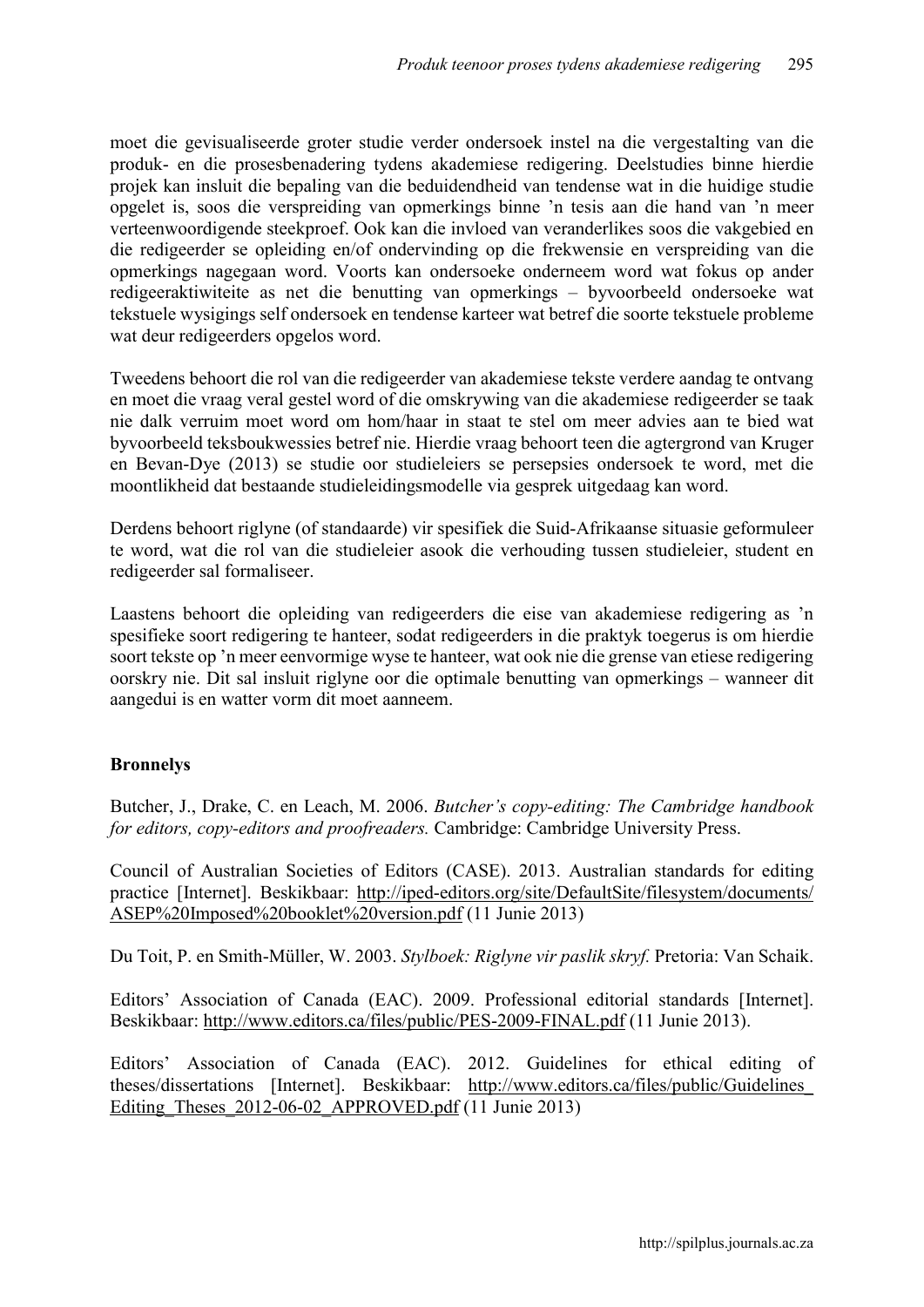moet die gevisualiseerde groter studie verder ondersoek instel na die vergestalting van die produk- en die prosesbenadering tydens akademiese redigering. Deelstudies binne hierdie projek kan insluit die bepaling van die beduidendheid van tendense wat in die huidige studie opgelet is, soos die verspreiding van opmerkings binne 'n tesis aan die hand van 'n meer verteenwoordigende steekproef. Ook kan die invloed van veranderlikes soos die vakgebied en die redigeerder se opleiding en/of ondervinding op die frekwensie en verspreiding van die opmerkings nagegaan word. Voorts kan ondersoeke onderneem word wat fokus op ander redigeeraktiwiteite as net die benutting van opmerkings – byvoorbeeld ondersoeke wat tekstuele wysigings self ondersoek en tendense karteer wat betref die soorte tekstuele probleme wat deur redigeerders opgelos word.

Tweedens behoort die rol van die redigeerder van akademiese tekste verdere aandag te ontvang en moet die vraag veral gestel word of die omskrywing van die akademiese redigeerder se taak nie dalk verruim moet word om hom/haar in staat te stel om meer advies aan te bied wat byvoorbeeld teksboukwessies betref nie. Hierdie vraag behoort teen die agtergrond van Kruger en Bevan-Dye (2013) se studie oor studieleiers se persepsies ondersoek te word, met die moontlikheid dat bestaande studieleidingsmodelle via gesprek uitgedaag kan word.

Derdens behoort riglyne (of standaarde) vir spesifiek die Suid-Afrikaanse situasie geformuleer te word, wat die rol van die studieleier asook die verhouding tussen studieleier, student en redigeerder sal formaliseer.

Laastens behoort die opleiding van redigeerders die eise van akademiese redigering as 'n spesifieke soort redigering te hanteer, sodat redigeerders in die praktyk toegerus is om hierdie soort tekste op 'n meer eenvormige wyse te hanteer, wat ook nie die grense van etiese redigering oorskry nie. Dit sal insluit riglyne oor die optimale benutting van opmerkings – wanneer dit aangedui is en watter vorm dit moet aanneem.

## Bronnelys

Butcher, J., Drake, C. en Leach, M. 2006. *Butcher's copy-editing: The Cambridge handbook for editors, copy-editors and proofreaders.* Cambridge: Cambridge University Press.

Council of Australian Societies of Editors (CASE). 2013. Australian standards for editing practice [Internet]. Beskikbaar: http://iped-editors.org/site/DefaultSite/filesystem/documents/ASEP%20Imposed%20booklet%20version.pdf (11 Junie 2013)

Du Toit, P. en Smith-Müller, W. 2003. *Stylboek: Riglyne vir paslik skryf.* Pretoria: Van Schaik.

Editors' Association of Canada (EAC). 2009. Professional editorial standards [Internet]. Beskikbaar: http://www.editors.ca/files/public/PES-2009-FINAL.pdf (11 Junie 2013).

Editors' Association of Canada (EAC). 2012. Guidelines for ethical editing of theses/dissertations [Internet]. Beskikbaar: http://www.editors.ca/files/public/Guidelines_Editing_Theses_2012-06-02_APPROVED.pdf (11 Junie 2013)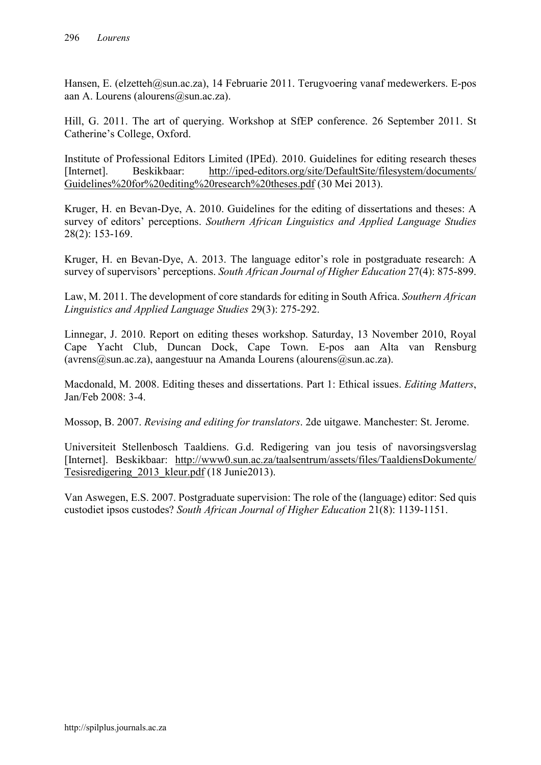Hansen, E. (elzetteh@sun.ac.za), 14 Februarie 2011. Terugvoering vanaf medewerkers. E-pos aan A. Lourens (alourens@sun.ac.za).

Hill, G. 2011. The art of querying. Workshop at SfEP conference. 26 September 2011. St Catherine's College, Oxford.

Institute of Professional Editors Limited (IPEd). 2010. Guidelines for editing research theses [Internet]. Beskikbaar: http://iped-editors.org/site/DefaultSite/filesystem/documents/Guidelines%20for%20editing%20research%20theses.pdf (30 Mei 2013).

Kruger, H. en Bevan-Dye, A. 2010. Guidelines for the editing of dissertations and theses: A survey of editors' perceptions. *Southern African Linguistics and Applied Language Studies* 28(2): 153-169.

Kruger, H. en Bevan-Dye, A. 2013. The language editor's role in postgraduate research: A survey of supervisors' perceptions. *South African Journal of Higher Education* 27(4): 875-899.

Law, M. 2011. The development of core standards for editing in South Africa. *Southern African Linguistics and Applied Language Studies* 29(3): 275-292.

Linnegar, J. 2010. Report on editing theses workshop. Saturday, 13 November 2010, Royal Cape Yacht Club, Duncan Dock, Cape Town. E-pos aan Alta van Rensburg (avrens@sun.ac.za), aangestuur na Amanda Lourens (alourens@sun.ac.za).

Macdonald, M. 2008. Editing theses and dissertations. Part 1: Ethical issues. *Editing Matters*, Jan/Feb 2008: 3-4.

Mossop, B. 2007. *Revising and editing for translators*. 2de uitgawe. Manchester: St. Jerome.

Universiteit Stellenbosch Taaldiens. G.d. Redigering van jou tesis of navorsingsverslag [Internet]. Beskikbaar: http://www0.sun.ac.za/taalsentrum/assets/files/TaaldiensDokumente/Tesisredigering_2013_kleur.pdf (18 Junie2013).

Van Aswegen, E.S. 2007. Postgraduate supervision: The role of the (language) editor: Sed quis custodiet ipsos custodes? *South African Journal of Higher Education* 21(8): 1139-1151.